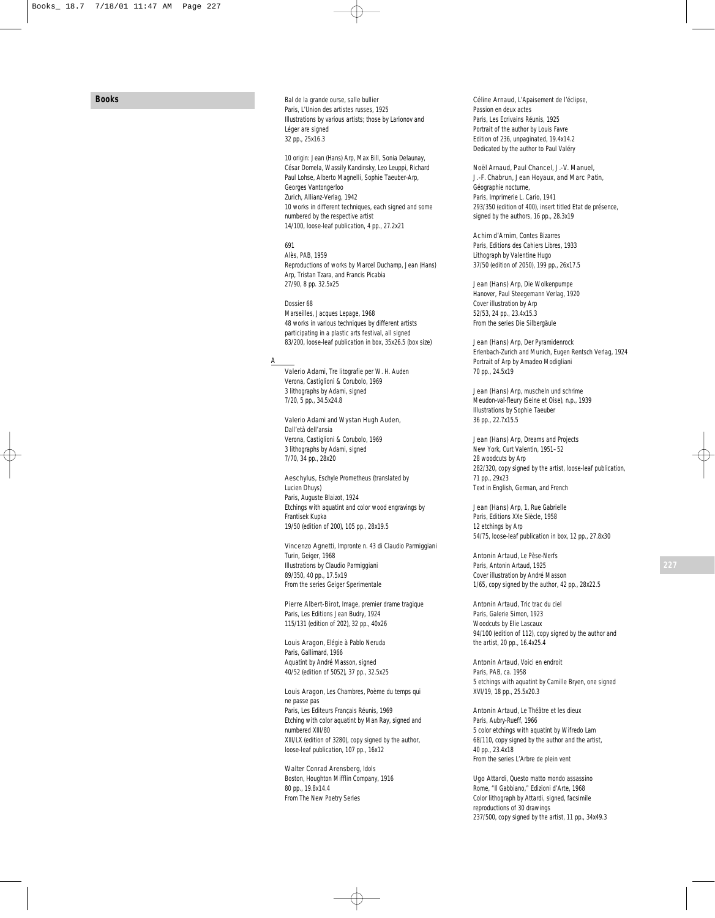## Books

Bal de la grande ourse, salle bullier
Paris, L'Union des artistes russes, 1925
Illustrations by various artists; those by Larionov and Léger are signed
32 pp., 25x16.3

10 origin: Jean (Hans) Arp, Max Bill, Sonia Delaunay, César Domela, Wassily Kandinsky, Leo Leuppi, Richard Paul Lohse, Alberto Magnelli, Sophie Taeuber-Arp, Georges Vantongerloo
Zurich, Allianz-Verlag, 1942
10 works in different techniques, each signed and some numbered by the respective artist
14/100, loose-leaf publication, 4 pp., 27.2x21

691
Alès, PAB, 1959
Reproductions of works by Marcel Duchamp, Jean (Hans) Arp, Tristan Tzara, and Francis Picabia
27/90, 8 pp. 32.5x25

Dossier 68
Marseilles, Jacques Lepage, 1968
48 works in various techniques by different artists participating in a plastic arts festival, all signed
83/200, loose-leaf publication in box, 35x26.5 (box size)

### A

Valerio Adami, Tre litografie per W. H. Auden
Verona, Castiglioni & Corubolo, 1969
3 lithographs by Adami, signed
7/20, 5 pp., 34.5x24.8

Valerio Adami and Wystan Hugh Auden, Dall'età dell'ansia
Verona, Castiglioni & Corubolo, 1969
3 lithographs by Adami, signed
7/70, 34 pp., 28x20

Aeschylus, Eschyle Prometheus (translated by Lucien Dhuys)
Paris, Auguste Blaizot, 1924
Etchings with aquatint and color wood engravings by Frantisek Kupka
19/50 (edition of 200), 105 pp., 28x19.5

Vincenzo Agnetti, Impronte n. 43 di Claudio Parmiggiani
Turin, Geiger, 1968
Illustrations by Claudio Parmiggiani
89/350, 40 pp., 17.5x19
From the series Geiger Sperimentale

Pierre Albert-Birot, Image, premier drame tragique
Paris, Les Editions Jean Budry, 1924
115/131 (edition of 202), 32 pp., 40x26

Louis Aragon, Elégie à Pablo Neruda
Paris, Gallimard, 1966
Aquatint by André Masson, signed
40/52 (edition of 5052), 37 pp., 32.5x25

Louis Aragon, Les Chambres, Poème du temps qui ne passe pas
Paris, Les Editeurs Français Réunis, 1969
Etching with color aquatint by Man Ray, signed and numbered XIII/80
XIII/LX (edition of 3280), copy signed by the author, loose-leaf publication, 107 pp., 16x12

Walter Conrad Arensberg, Idols
Boston, Houghton Mifflin Company, 1916
80 pp., 19.8x14.4
From The New Poetry Series

Céline Arnaud, L'Apaisement de l'éclipse, Passion en deux actes
Paris, Les Ecrivains Réunis, 1925
Portrait of the author by Louis Favre
Edition of 236, unpaginated, 19.4x14.2
Dedicated by the author to Paul Valéry

Noël Arnaud, Paul Chancel, J.-V. Manuel, J.-F. Chabrun, Jean Hoyaux, and Marc Patin, Géographie nocturne,
Paris, Imprimerie L. Cario, 1941
293/350 (edition of 400), insert titled Etat de présence, signed by the authors, 16 pp., 28.3x19

Achim d'Arnim, Contes Bizarres
Paris, Editions des Cahiers Libres, 1933
Lithograph by Valentine Hugo
37/50 (edition of 2050), 199 pp., 26x17.5

Jean (Hans) Arp, Die Wolkenpumpe
Hanover, Paul Steegemann Verlag, 1920
Cover illustration by Arp
52/53, 24 pp., 23.4x15.3
From the series Die Silbergäule

Jean (Hans) Arp, Der Pyramidenrock
Erlenbach-Zurich and Munich, Eugen Rentsch Verlag, 1924
Portrait of Arp by Amadeo Modigliani
70 pp., 24.5x19

Jean (Hans) Arp, muscheln und schrime
Meudon-val-fleury (Seine et Oise), n.p., 1939
Illustrations by Sophie Taeuber
36 pp., 22.7x15.5

Jean (Hans) Arp, Dreams and Projects
New York, Curt Valentin, 1951–52
28 woodcuts by Arp
282/320, copy signed by the artist, loose-leaf publication, 71 pp., 29x23
Text in English, German, and French

Jean (Hans) Arp, 1, Rue Gabrielle
Paris, Editions XXe Siècle, 1958
12 etchings by Arp
54/75, loose-leaf publication in box, 12 pp., 27.8x30

Antonin Artaud, Le Pèse-Nerfs
Paris, Antonin Artaud, 1925
Cover illustration by André Masson
1/65, copy signed by the author, 42 pp., 28x22.5

Antonin Artaud, Tric trac du ciel
Paris, Galerie Simon, 1923
Woodcuts by Elie Lascaux
94/100 (edition of 112), copy signed by the author and the artist, 20 pp., 16.4x25.4

Antonin Artaud, Voici en endroit
Paris, PAB, ca. 1958
5 etchings with aquatint by Camille Bryen, one signed
XVI/19, 18 pp., 25.5x20.3

Antonin Artaud, Le Théâtre et les dieux
Paris, Aubry-Rueff, 1966
5 color etchings with aquatint by Wifredo Lam
68/110, copy signed by the author and the artist, 40 pp., 23.4x18
From the series L'Arbre de plein vent

Ugo Attardi, Questo matto mondo assassino
Rome, "Il Gabbiano," Edizioni d'Arte, 1968
Color lithograph by Attardi, signed, facsimile reproductions of 30 drawings
237/500, copy signed by the artist, 11 pp., 34x49.3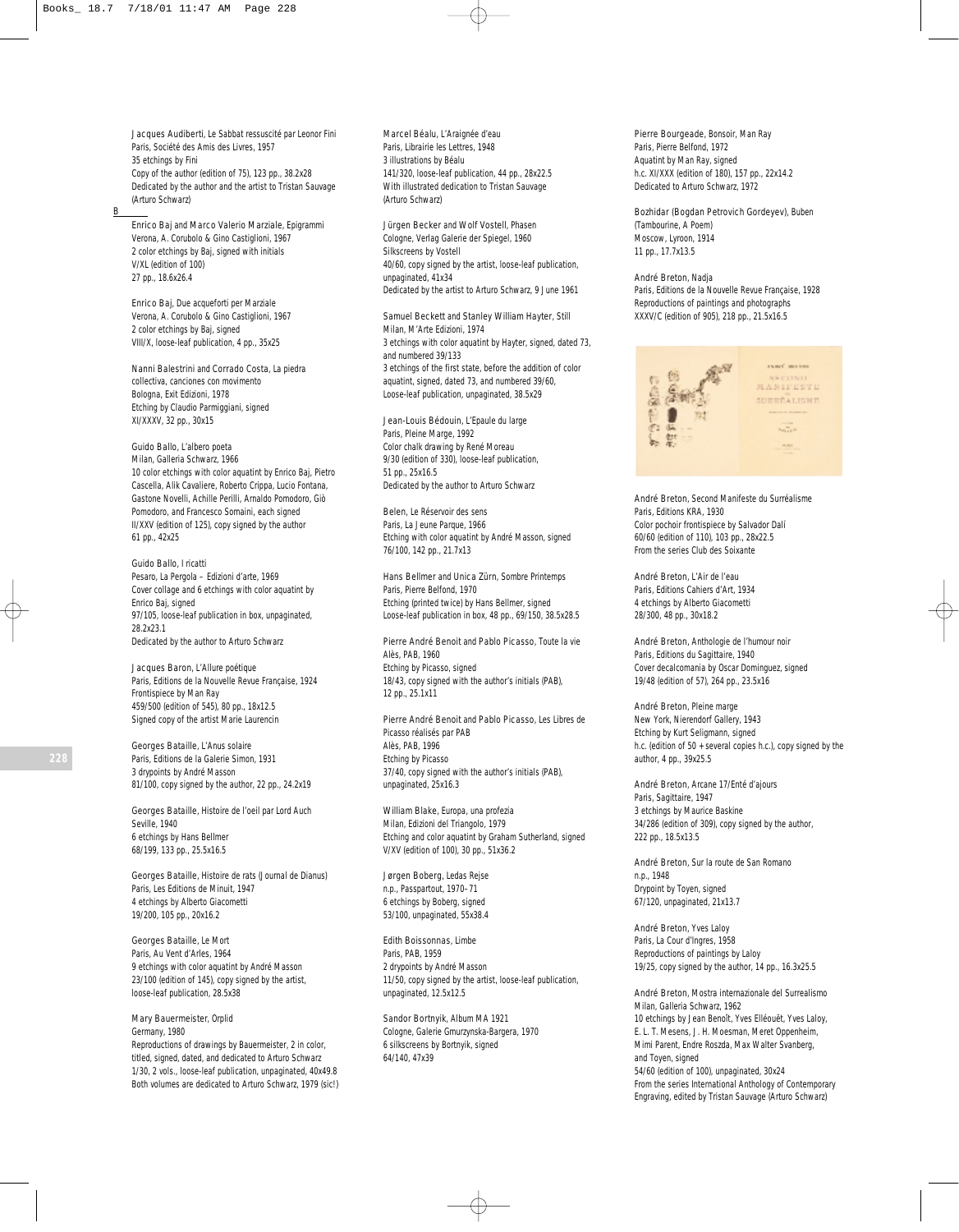Jacques Audiberti, Le Sabbat ressuscité par Leonor Fini
Paris, Société des Amis des Livres, 1957
35 etchings by Fini
Copy of the author (edition of 75), 123 pp., 38.2x28
Dedicated by the author and the artist to Tristan Sauvage (Arturo Schwarz)

## B

Enrico Baj and Marco Valerio Marziale, Epigrammi
Verona, A. Corubolo & Gino Castiglioni, 1967
2 color etchings by Baj, signed with initials
V/XL (edition of 100)
27 pp., 18.6x26.4

Enrico Baj, Due acqueforti per Marziale
Verona, A. Corubolo & Gino Castiglioni, 1967
2 color etchings by Baj, signed
VIII/X, loose-leaf publication, 4 pp., 35x25

Nanni Balestrini and Corrado Costa, La piedra collectiva, canciones con movimento
Bologna, Exit Edizioni, 1978
Etching by Claudio Parmiggiani, signed
XI/XXXV, 32 pp., 30x15

Guido Ballo, L'albero poeta
Milan, Galleria Schwarz, 1966
10 color etchings with color aquatint by Enrico Baj, Pietro Cascella, Alik Cavaliere, Roberto Crippa, Lucio Fontana, Gastone Novelli, Achille Perilli, Arnaldo Pomodoro, Giò Pomodoro, and Francesco Somaini, each signed
II/XXV (edition of 125), copy signed by the author
61 pp., 42x25

Guido Ballo, I ricatti
Pesaro, La Pergola – Edizioni d'arte, 1969
Cover collage and 6 etchings with color aquatint by Enrico Baj, signed
97/105, loose-leaf publication in box, unpaginated, 28.2x23.1
Dedicated by the author to Arturo Schwarz

Jacques Baron, L'Allure poétique
Paris, Editions de la Nouvelle Revue Française, 1924
Frontispiece by Man Ray
459/500 (edition of 545), 80 pp., 18x12.5
Signed copy of the artist Marie Laurencin

Georges Bataille, L'Anus solaire
Paris, Editions de la Galerie Simon, 1931
3 drypoints by André Masson
81/100, copy signed by the author, 22 pp., 24.2x19

Georges Bataille, Histoire de l'oeil par Lord Auch
Seville, 1940
6 etchings by Hans Bellmer
68/199, 133 pp., 25.5x16.5

Georges Bataille, Histoire de rats (Journal de Dianus)
Paris, Les Editions de Minuit, 1947
4 etchings by Alberto Giacometti
19/200, 105 pp., 20x16.2

Georges Bataille, Le Mort
Paris, Au Vent d'Arles, 1964
9 etchings with color aquatint by André Masson
23/100 (edition of 145), copy signed by the artist, loose-leaf publication, 28.5x38

Mary Bauermeister, Orplid
Germany, 1980
Reproductions of drawings by Bauermeister, 2 in color, titled, signed, dated, and dedicated to Arturo Schwarz
1/30, 2 vols., loose-leaf publication, unpaginated, 40x49.8
Both volumes are dedicated to Arturo Schwarz, 1979 (sic!)

Marcel Béalu, L'Araignée d'eau
Paris, Librairie les Lettres, 1948
3 illustrations by Béalu
141/320, loose-leaf publication, 44 pp., 28x22.5
With illustrated dedication to Tristan Sauvage (Arturo Schwarz)

Jürgen Becker and Wolf Vostell, Phasen
Cologne, Verlag Galerie der Spiegel, 1960
Silkscreens by Vostell
40/60, copy signed by the artist, loose-leaf publication, unpaginated, 41x34
Dedicated by the artist to Arturo Schwarz, 9 June 1961

Samuel Beckett and Stanley William Hayter, Still
Milan, M'Arte Edizioni, 1974
3 etchings with color aquatint by Hayter, signed, dated 73, and numbered 39/133
3 etchings of the first state, before the addition of color aquatint, signed, dated 73, and numbered 39/60,
Loose-leaf publication, unpaginated, 38.5x29

Jean-Louis Bédouin, L'Epaule du large
Paris, Pleine Marge, 1992
Color chalk drawing by René Moreau
9/30 (edition of 330), loose-leaf publication, 51 pp., 25x16.5
Dedicated by the author to Arturo Schwarz

Belen, Le Réservoir des sens
Paris, La Jeune Parque, 1966
Etching with color aquatint by André Masson, signed
76/100, 142 pp., 21.7x13

Hans Bellmer and Unica Zürn, Sombre Printemps
Paris, Pierre Belfond, 1970
Etching (printed twice) by Hans Bellmer, signed
Loose-leaf publication in box, 48 pp., 69/150, 38.5x28.5

Pierre André Benoit and Pablo Picasso, Toute la vie
Alès, PAB, 1960
Etching by Picasso, signed
18/43, copy signed with the author's initials (PAB), 12 pp., 25.1x11

Pierre André Benoit and Pablo Picasso, Les Libres de Picasso réalisés par PAB
Alès, PAB, 1996
Etching by Picasso
37/40, copy signed with the author's initials (PAB), unpaginated, 25x16.3

William Blake, Europa, una profezia
Milan, Edizioni del Triangolo, 1979
Etching and color aquatint by Graham Sutherland, signed
V/XV (edition of 100), 30 pp., 51x36.2

Jørgen Boberg, Ledas Rejse
n.p., Passpartout, 1970–71
6 etchings by Boberg, signed
53/100, unpaginated, 55x38.4

Edith Boissonnas, Limbe
Paris, PAB, 1959
2 drypoints by André Masson
11/50, copy signed by the artist, loose-leaf publication, unpaginated, 12.5x12.5

Sandor Bortnyik, Album MA 1921
Cologne, Galerie Gmurzynska-Bargera, 1970
6 silkscreens by Bortnyik, signed
64/140, 47x39

Pierre Bourgeade, Bonsoir, Man Ray
Paris, Pierre Belfond, 1972
Aquatint by Man Ray, signed
h.c. XI/XXX (edition of 180), 157 pp., 22x14.2
Dedicated to Arturo Schwarz, 1972

Bozhidar (Bogdan Petrovich Gordeyev), Buben (Tambourine, A Poem)
Moscow, Lyroon, 1914
11 pp., 17.7x13.5

André Breton, Nadja
Paris, Editions de la Nouvelle Revue Française, 1928
Reproductions of paintings and photographs
XXXV/C (edition of 905), 218 pp., 21.5x16.5

André Breton, Second Manifeste du Surréalisme
Paris, Editions KRA, 1930
Color pochoir frontispiece by Salvador Dalí
60/60 (edition of 110), 103 pp., 28x22.5
From the series Club des Soixante

André Breton, L'Air de l'eau
Paris, Editions Cahiers d'Art, 1934
4 etchings by Alberto Giacometti
28/300, 48 pp., 30x18.2

André Breton, Anthologie de l'humour noir
Paris, Editions du Sagittaire, 1940
Cover decalcomania by Oscar Dominguez, signed
19/48 (edition of 57), 264 pp., 23.5x16

André Breton, Pleine marge
New York, Nierendorf Gallery, 1943
Etching by Kurt Seligmann, signed
h.c. (edition of 50 + several copies h.c.), copy signed by the author, 4 pp., 39x25.5

André Breton, Arcane 17/Enté d'ajours
Paris, Sagittaire, 1947
3 etchings by Maurice Baskine
34/286 (edition of 309), copy signed by the author, 222 pp., 18.5x13.5

André Breton, Sur la route de San Romano
n.p., 1948
Drypoint by Toyen, signed
67/120, unpaginated, 21x13.7

André Breton, Yves Laloy
Paris, La Cour d'Ingres, 1958
Reproductions of paintings by Laloy
19/25, copy signed by the author, 14 pp., 16.3x25.5

André Breton, Mostra internazionale del Surrealismo
Milan, Galleria Schwarz, 1962
10 etchings by Jean Benoît, Yves Elléouët, Yves Laloy, E. L. T. Mesens, J. H. Moesman, Meret Oppenheim, Mimi Parent, Endre Roszda, Max Walter Svanberg, and Toyen, signed
54/60 (edition of 100), unpaginated, 30x24
From the series International Anthology of Contemporary Engraving, edited by Tristan Sauvage (Arturo Schwarz)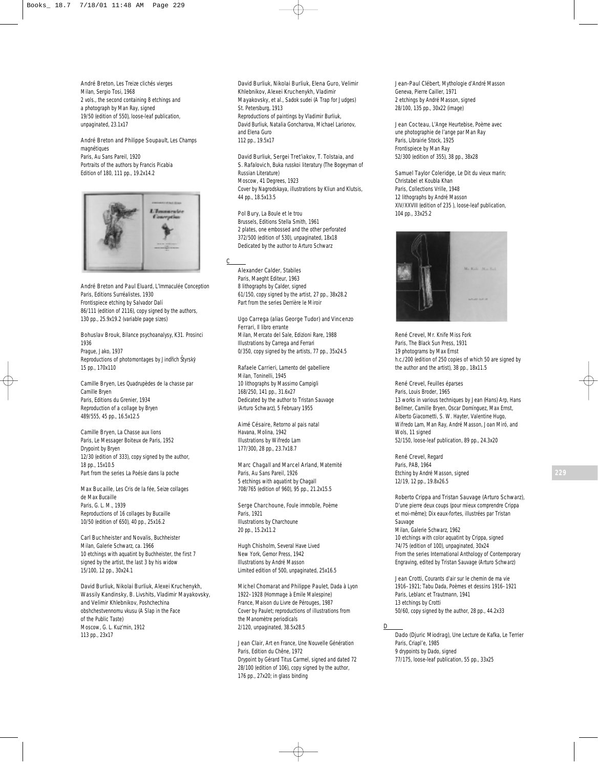André Breton, Les Treize clichés vierges
Milan, Sergio Tosi, 1968
2 vols., the second containing 8 etchings and a photograph by Man Ray, signed
19/50 (edition of 550), loose-leaf publication, unpaginated, 23.1x17

André Breton and Philippe Soupault, Les Champs magnétiques
Paris, Au Sans Pareil, 1920
Portraits of the authors by Francis Picabia
Edition of 180, 111 pp., 19.2x14.2

André Breton and Paul Eluard, L'Immaculée Conception
Paris, Editions Surréalistes, 1930
Frontispiece etching by Salvador Dalí
86/111 (edition of 2116), copy signed by the authors, 130 pp., 25.9x19.2 (variable page sizes)

Bohuslav Brouk, Bilance psychoanalysy, K31. Prosinci 1936
Prague, Jako, 1937
Reproductions of photomontages by Jindřich Štyrský
15 pp., 170x110

Camille Bryen, Les Quadrupèdes de la chasse par Camille Bryen
Paris, Editions du Grenier, 1934
Reproduction of a collage by Bryen
489/555, 45 pp., 16.5x12.5

Camille Bryen, La Chasse aux lions
Paris, Le Messager Boiteux de Paris, 1952
Drypoint by Bryen
12/30 (edition of 333), copy signed by the author, 18 pp., 15x10.5
Part from the series La Poésie dans la poche

Max Bucaille, Les Cris de la fée, Seize collages de Max Bucaille
Paris, G. L. M., 1939
Reproductions of 16 collages by Bucaille
10/50 (edition of 650), 40 pp., 25x16.2

Carl Buchheister and Novalis, Buchheister
Milan, Galerie Schwarz, ca. 1966
10 etchings with aquatint by Buchheister, the first 7 signed by the artist, the last 3 by his widow
15/100, 12 pp., 30x24.1

David Burliuk, Nikolai Burliuk, Alexei Kruchenykh, Wassily Kandinsky, B. Livshits, Vladimir Mayakovsky, and Velimir Khlebnikov, Poshchechina obshchestvennomu vkusu (A Slap in the Face of the Public Taste)
Moscow, G. L. Kuz'min, 1912
113 pp., 23x17

David Burliuk, Nikolai Burliuk, Elena Guro, Velimir Khlebnikov, Alexei Kruchenykh, Vladimir Mayakovsky, et al., Sadok sudei (A Trap for Judges)
St. Petersburg, 1913
Reproductions of paintings by Vladimir Burliuk, David Burliuk, Natalia Goncharova, Michael Larionov, and Elena Guro
112 pp., 19.5x17

David Burliuk, Sergei Tret'iakov, T. Tolstaia, and S. Rafalovich, Buka russkoi literatury (The Bogeyman of Russian Literature)
Moscow, 41 Degrees, 1923
Cover by Nagrodskaya, illustrations by Kliun and Klutsis, 44 pp., 18.5x13.5

Pol Bury, La Boule et le trou
Brussels, Editions Stella Smith, 1961
2 plates, one embossed and the other perforated
372/500 (edition of 530), unpaginated, 18x18
Dedicated by the author to Arturo Schwarz

## C

Alexander Calder, Stabiles
Paris, Maeght Editeur, 1963
8 lithographs by Calder, signed
61/150, copy signed by the artist, 27 pp., 38x28.2
Part from the series Derrière le Miroir

Ugo Carrega (alias George Tudor) and Vincenzo Ferrari, Il libro errante
Milan, Mercato del Sale, Edizioni Rare, 1988
Illustrations by Carrega and Ferrari
0/350, copy signed by the artists, 77 pp., 35x24.5

Rafaele Carrieri, Lamento del gabelliere
Milan, Toninelli, 1945
10 lithographs by Massimo Campigli
168/250, 141 pp., 31.6x27
Dedicated by the author to Tristan Sauvage (Arturo Schwarz), 5 February 1955

Aimé Césaire, Retorno al pais natal
Havana, Molina, 1942
Illustrations by Wifredo Lam
177/300, 28 pp., 23.7x18.7

Marc Chagall and Marcel Arland, Maternité
Paris, Au Sans Pareil, 1926
5 etchings with aquatint by Chagall
708/765 (edition of 960), 95 pp., 21.2x15.5

Serge Charchoune, Foule immobile, Poème
Paris, 1921
Illustrations by Charchoune
20 pp., 15.2x11.2

Hugh Chisholm, Several Have Lived
New York, Gemor Press, 1942
Illustrations by André Masson
Limited edition of 500, unpaginated, 25x16.5

Michel Chomarat and Philippe Paulet, Dada à Lyon 1922–1928 (Hommage à Emile Malespine)
France, Maison du Livre de Pérouges, 1987
Cover by Paulet; reproductions of illustrations from the Manomètre periodicals
2/120, unpaginated, 38.5x28.5

Jean Clair, Art en France, Une Nouvelle Génération
Paris, Edition du Chêne, 1972
Drypoint by Gérard Titus Carmel, signed and dated 72
28/100 (edition of 106), copy signed by the author, 176 pp., 27x20; in glass binding

Jean-Paul Clébert, Mythologie d'André Masson
Geneva, Pierre Cailler, 1971
2 etchings by André Masson, signed
28/100, 135 pp., 30x22 (image)

Jean Cocteau, L'Ange Heurtebise, Poème avec une photographie de l'ange par Man Ray
Paris, Librairie Stock, 1925
Frontispiece by Man Ray
52/300 (edition of 355), 38 pp., 38x28

Samuel Taylor Coleridge, Le Dit du vieux marin; Christabel et Koubla Khan
Paris, Collections Vrille, 1948
12 lithographs by André Masson
XIV/XXVIII (edition of 235 ), loose-leaf publication, 104 pp., 33x25.2

René Crevel, Mr. Knife Miss Fork
Paris, The Black Sun Press, 1931
19 photograms by Max Ernst
h.c./200 (edition of 250 copies of which 50 are signed by the author and the artist), 38 pp., 18x11.5

René Crevel, Feuilles éparses
Paris, Louis Broder, 1965
13 works in various techniques by Jean (Hans) Arp, Hans Bellmer, Camille Bryen, Oscar Domínguez, Max Ernst, Alberto Giacometti, S. W. Hayter, Valentine Hugo, Wifredo Lam, Man Ray, André Masson, Joan Miró, and Wols, 11 signed
52/150, loose-leaf publication, 89 pp., 24.3x20

René Crevel, Regard
Paris, PAB, 1964
Etching by André Masson, signed
12/19, 12 pp., 19.8x26.5

Roberto Crippa and Tristan Sauvage (Arturo Schwarz), D'une pierre deux coups (pour mieux comprendre Crippa et moi-même); Dix eaux-fortes, illustrées par Tristan Sauvage
Milan, Galerie Schwarz, 1962
10 etchings with color aquatint by Crippa, signed
74/75 (edition of 100), unpaginated, 30x24
From the series International Anthology of Contemporary Engraving, edited by Tristan Sauvage (Arturo Schwarz)

Jean Crotti, Courants d'air sur le chemin de ma vie 1916–1921; Tabu Dada, Poèmes et dessins 1916–1921
Paris, Leblanc et Trautmann, 1941
13 etchings by Crotti
50/60, copy signed by the author, 28 pp., 44.2x33

## D

Dado (Djuric Miodrag), Une Lecture de Kafka, Le Terrier
Paris, Criapl'e, 1985
9 drypoints by Dado, signed
77/175, loose-leaf publication, 55 pp., 33x25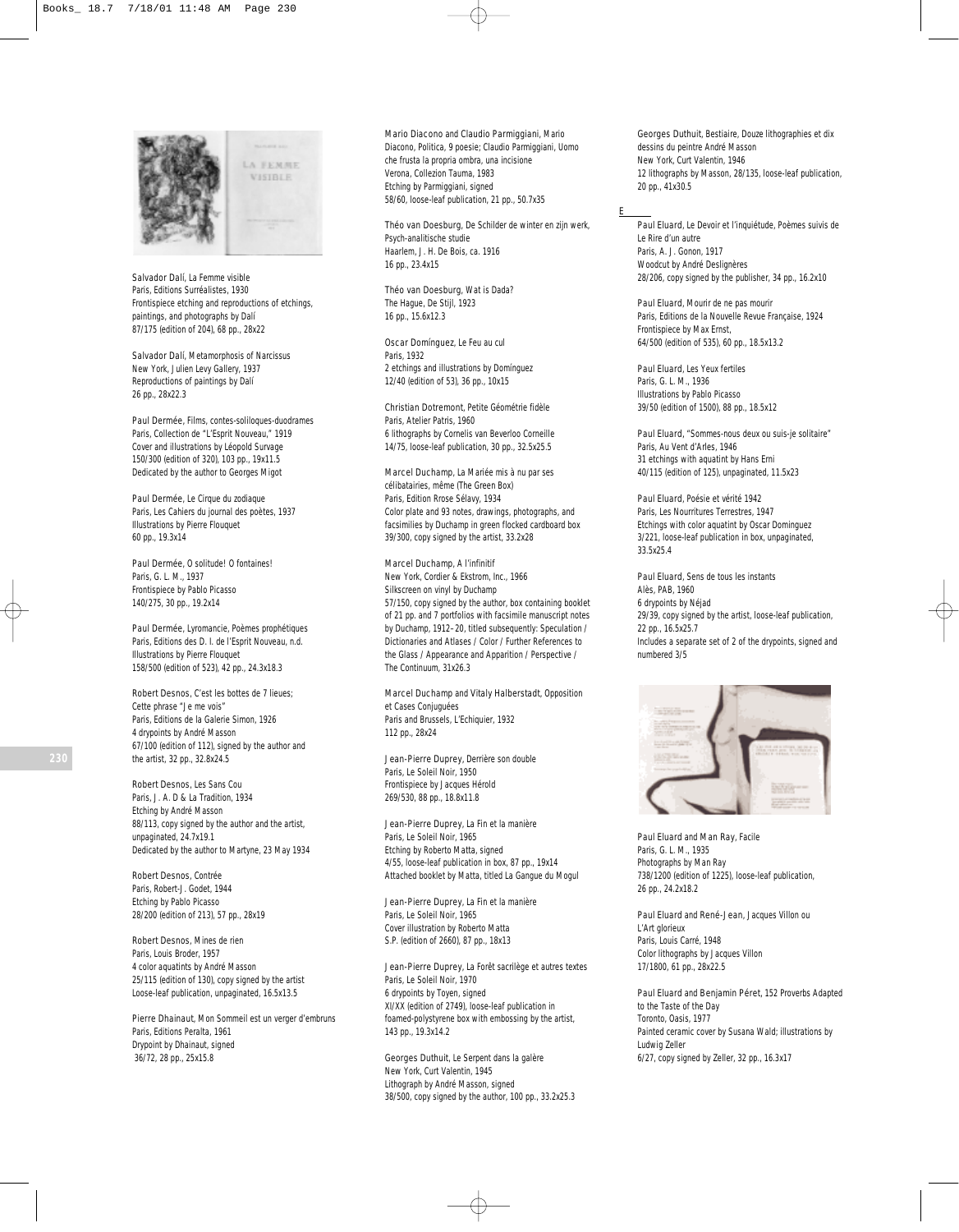Salvador Dalí, La Femme visible
Paris, Editions Surréalistes, 1930
Frontispiece etching and reproductions of etchings, paintings, and photographs by Dalí
87/175 (edition of 204), 68 pp., 28x22

Salvador Dalí, Metamorphosis of Narcissus
New York, Julien Levy Gallery, 1937
Reproductions of paintings by Dalí
26 pp., 28x22.3

Paul Dermée, Films, contes-soliloques-duodrames
Paris, Collection de "L'Esprit Nouveau," 1919
Cover and illustrations by Léopold Survage
150/300 (edition of 320), 103 pp., 19x11.5
Dedicated by the author to Georges Migot

Paul Dermée, Le Cirque du zodiaque
Paris, Les Cahiers du journal des poètes, 1937
Illustrations by Pierre Flouquet
60 pp., 19.3x14

Paul Dermée, O solitude! O fontaines!
Paris, G. L. M., 1937
Frontispiece by Pablo Picasso
140/275, 30 pp., 19.2x14

Paul Dermée, Lyromancie, Poèmes prophétiques
Paris, Editions des D. I. de l'Esprit Nouveau, n.d.
Illustrations by Pierre Flouquet
158/500 (edition of 523), 42 pp., 24.3x18.3

Robert Desnos, C'est les bottes de 7 lieues; Cette phrase "Je me vois"
Paris, Editions de la Galerie Simon, 1926
4 drypoints by André Masson
67/100 (edition of 112), signed by the author and the artist, 32 pp., 32.8x24.5

Robert Desnos, Les Sans Cou
Paris, J. A. D & La Tradition, 1934
Etching by André Masson
88/113, copy signed by the author and the artist, unpaginated, 24.7x19.1
Dedicated by the author to Martyne, 23 May 1934

Robert Desnos, Contrée
Paris, Robert-J. Godet, 1944
Etching by Pablo Picasso
28/200 (edition of 213), 57 pp., 28x19

Robert Desnos, Mines de rien
Paris, Louis Broder, 1957
4 color aquatints by André Masson
25/115 (edition of 130), copy signed by the artist
Loose-leaf publication, unpaginated, 16.5x13.5

Pierre Dhainaut, Mon Sommeil est un verger d'embruns
Paris, Editions Peralta, 1961
Drypoint by Dhainaut, signed
36/72, 28 pp., 25x15.8

Mario Diacono and Claudio Parmiggiani, Mario Diacono, Politica, 9 poesie; Claudio Parmiggiani, Uomo che frusta la propria ombra, una incisione
Verona, Collezion Tauma, 1983
Etching by Parmiggiani, signed
58/60, loose-leaf publication, 21 pp., 50.7x35

Théo van Doesburg, De Schilder de winter en zijn werk, Psych-analitische studie
Haarlem, J. H. De Bois, ca. 1916
16 pp., 23.4x15

Théo van Doesburg, Wat is Dada?
The Hague, De Stijl, 1923
16 pp., 15.6x12.3

Oscar Domínguez, Le Feu au cul
Paris, 1932
2 etchings and illustrations by Domínguez
12/40 (edition of 53), 36 pp., 10x15

Christian Dotremont, Petite Géométrie fidèle
Paris, Atelier Patris, 1960
6 lithographs by Cornelis van Beverloo Corneille
14/75, loose-leaf publication, 30 pp., 32.5x25.5

Marcel Duchamp, La Mariée mis à nu par ses célibataires, même (The Green Box)
Paris, Edition Rrose Sélavy, 1934
Color plate and 93 notes, drawings, photographs, and facsimilies by Duchamp in green flocked cardboard box
39/300, copy signed by the artist, 33.2x28

Marcel Duchamp, A l'infinitif
New York, Cordier & Ekstrom, Inc., 1966
Silkscreen on vinyl by Duchamp
57/150, copy signed by the author, box containing booklet of 21 pp. and 7 portfolios with facsimile manuscript notes by Duchamp, 1912–20, titled subsequently: Speculation / Dictionaries and Atlases / Color / Further References to the Glass / Appearance and Apparition / Perspective / The Continuum, 31x26.3

Marcel Duchamp and Vitaly Halberstadt, Opposition et Cases Conjuguées
Paris and Brussels, L'Echiquier, 1932
112 pp., 28x24

Jean-Pierre Duprey, Derrière son double
Paris, Le Soleil Noir, 1950
Frontispiece by Jacques Hérold
269/530, 88 pp., 18.8x11.8

Jean-Pierre Duprey, La Fin et la manière
Paris, Le Soleil Noir, 1965
Etching by Roberto Matta, signed
4/55, loose-leaf publication in box, 87 pp., 19x14
Attached booklet by Matta, titled La Gangue du Mogul

Jean-Pierre Duprey, La Fin et la manière
Paris, Le Soleil Noir, 1965
Cover illustration by Roberto Matta
S.P. (edition of 2660), 87 pp., 18x13

Jean-Pierre Duprey, La Forêt sacrilège et autres textes
Paris, Le Soleil Noir, 1970
6 drypoints by Toyen, signed
XI/XX (edition of 2749), loose-leaf publication in foamed-polystyrene box with embossing by the artist, 143 pp., 19.3x14.2

Georges Duthuit, Le Serpent dans la galère
New York, Curt Valentin, 1945
Lithograph by André Masson, signed
38/500, copy signed by the author, 100 pp., 33.2x25.3

Georges Duthuit, Bestiaire, Douze lithographies et dix dessins du peintre André Masson
New York, Curt Valentin, 1946
12 lithographs by Masson, 28/135, loose-leaf publication, 20 pp., 41x30.5

## E

Paul Eluard, Le Devoir et l'inquiétude, Poèmes suivis de Le Rire d'un autre
Paris, A. J. Gonon, 1917
Woodcut by André Deslignères
28/206, copy signed by the publisher, 34 pp., 16.2x10

Paul Eluard, Mourir de ne pas mourir
Paris, Editions de la Nouvelle Revue Française, 1924
Frontispiece by Max Ernst,
64/500 (edition of 535), 60 pp., 18.5x13.2

Paul Eluard, Les Yeux fertiles
Paris, G. L. M., 1936
Illustrations by Pablo Picasso
39/50 (edition of 1500), 88 pp., 18.5x12

Paul Eluard, "Sommes-nous deux ou suis-je solitaire"
Paris, Au Vent d'Arles, 1946
31 etchings with aquatint by Hans Erni
40/115 (edition of 125), unpaginated, 11.5x23

Paul Eluard, Poésie et vérité 1942
Paris, Les Nourritures Terrestres, 1947
Etchings with color aquatint by Oscar Dominguez
3/221, loose-leaf publication in box, unpaginated, 33.5x25.4

Paul Eluard, Sens de tous les instants
Alès, PAB, 1960
6 drypoints by Néjad
29/39, copy signed by the artist, loose-leaf publication, 22 pp., 16.5x25.7
Includes a separate set of 2 of the drypoints, signed and numbered 3/5

Paul Eluard and Man Ray, Facile
Paris, G. L. M., 1935
Photographs by Man Ray
738/1200 (edition of 1225), loose-leaf publication, 26 pp., 24.2x18.2

Paul Eluard and René-Jean, Jacques Villon ou L'Art glorieux
Paris, Louis Carré, 1948
Color lithographs by Jacques Villon
17/1800, 61 pp., 28x22.5

Paul Eluard and Benjamin Péret, 152 Proverbs Adapted to the Taste of the Day
Toronto, Oasis, 1977
Painted ceramic cover by Susana Wald; illustrations by Ludwig Zeller
6/27, copy signed by Zeller, 32 pp., 16.3x17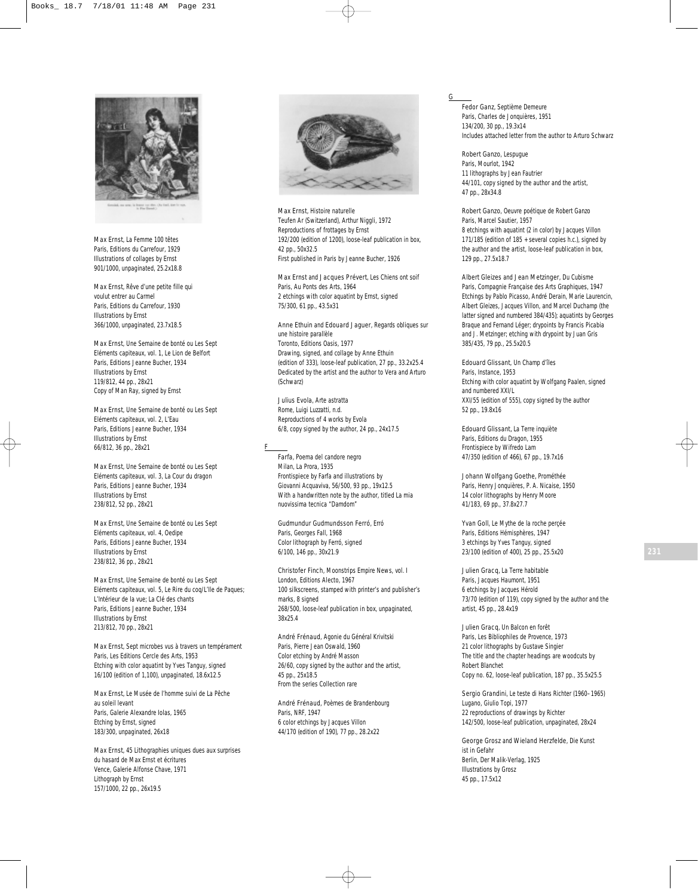Max Ernst, La Femme 100 têtes
Paris, Editions du Carrefour, 1929
Illustrations of collages by Ernst
901/1000, unpaginated, 25.2x18.8

Max Ernst, Rêve d'une petite fille qui voulut entrer au Carmel
Paris, Editions du Carrefour, 1930
Illustrations by Ernst
366/1000, unpaginated, 23.7x18.5

Max Ernst, Une Semaine de bonté ou Les Sept Eléments capiteaux, vol. 1, Le Lion de Belfort
Paris, Editions Jeanne Bucher, 1934
Illustrations by Ernst
119/812, 44 pp., 28x21
Copy of Man Ray, signed by Ernst

Max Ernst, Une Semaine de bonté ou Les Sept Eléments capiteaux, vol. 2, L'Eau
Paris, Editions Jeanne Bucher, 1934
Illustrations by Ernst
66/812, 36 pp., 28x21

Max Ernst, Une Semaine de bonté ou Les Sept Eléments capiteaux, vol. 3, La Cour du dragon
Paris, Editions Jeanne Bucher, 1934
Illustrations by Ernst
238/812, 52 pp., 28x21

Max Ernst, Une Semaine de bonté ou Les Sept Eléments capiteaux, vol. 4, Oedipe
Paris, Editions Jeanne Bucher, 1934
Illustrations by Ernst
238/812, 36 pp., 28x21

Max Ernst, Une Semaine de bonté ou Les Sept Eléments capiteaux, vol. 5, Le Rire du coq/L'Ile de Paques; L'Intérieur de la vue; La Clé des chants
Paris, Editions Jeanne Bucher, 1934
Illustrations by Ernst
213/812, 70 pp., 28x21

Max Ernst, Sept microbes vus à travers un tempérament
Paris, Les Editions Cercle des Arts, 1953
Etching with color aquatint by Yves Tanguy, signed
16/100 (edition of 1,100), unpaginated, 18.6x12.5

Max Ernst, Le Musée de l'homme suivi de La Pêche au soleil levant
Paris, Galerie Alexandre Iolas, 1965
Etching by Ernst, signed
183/300, unpaginated, 26x18

Max Ernst, 45 Lithographies uniques dues aux surprises du hasard de Max Ernst et écritures
Vence, Galerie Alfonse Chave, 1971
Lithograph by Ernst
157/1000, 22 pp., 26x19.5

Max Ernst, Histoire naturelle
Teufen Ar (Switzerland), Arthur Niggli, 1972
Reproductions of frottages by Ernst
192/200 (edition of 1200), loose-leaf publication in box, 42 pp., 50x32.5
First published in Paris by Jeanne Bucher, 1926

Max Ernst and Jacques Prévert, Les Chiens ont soif
Paris, Au Ponts des Arts, 1964
2 etchings with color aquatint by Ernst, signed
75/300, 61 pp., 43.5x31

Anne Ethuin and Edouard Jaguer, Regards obliques sur une histoire parallèle
Toronto, Editions Oasis, 1977
Drawing, signed, and collage by Anne Ethuin (edition of 333), loose-leaf publication, 27 pp., 33.2x25.4
Dedicated by the artist and the author to Vera and Arturo (Schwarz)

Julius Evola, Arte astratta
Rome, Luigi Luzzatti, n.d.
Reproductions of 4 works by Evola
6/8, copy signed by the author, 24 pp., 24x17.5

## F

Farfa, Poema del candore negro
Milan, La Prora, 1935
Frontispiece by Farfa and illustrations by Giovanni Acquaviva, 56/500, 93 pp., 19x12.5
With a handwritten note by the author, titled La mia nuovissima tecnica "Damdom"

Gudmundur Gudmundsson Ferró, Erró
Paris, Georges Fall, 1968
Color lithograph by Ferró, signed
6/100, 146 pp., 30x21.9

Christofer Finch, Moonstrips Empire News, vol. I
London, Editions Alecto, 1967
100 silkscreens, stamped with printer's and publisher's marks, 8 signed
268/500, loose-leaf publication in box, unpaginated, 38x25.4

André Frénaud, Agonie du Général Krivitski
Paris, Pierre Jean Oswald, 1960
Color etching by André Masson
26/60, copy signed by the author and the artist, 45 pp., 25x18.5
From the series Collection rare

André Frénaud, Poèmes de Brandenbourg
Paris, NRF, 1947
6 color etchings by Jacques Villon
44/170 (edition of 190), 77 pp., 28.2x22

## G

Fedor Ganz, Septième Demeure
Paris, Charles de Jonquières, 1951
134/200, 30 pp., 19.3x14
Includes attached letter from the author to Arturo Schwarz

Robert Ganzo, Lespugue
Paris, Mourlot, 1942
11 lithographs by Jean Fautrier
44/101, copy signed by the author and the artist, 47 pp., 28x34.8

Robert Ganzo, Oeuvre poétique de Robert Ganzo
Paris, Marcel Sautier, 1957
8 etchings with aquatint (2 in color) by Jacques Villon
171/185 (edition of 185 + several copies h.c.), signed by the author and the artist, loose-leaf publication in box, 129 pp., 27.5x18.7

Albert Gleizes and Jean Metzinger, Du Cubisme
Paris, Compagnie Française des Arts Graphiques, 1947
Etchings by Pablo Picasso, André Derain, Marie Laurencin, Albert Gleizes, Jacques Villon, and Marcel Duchamp (the latter signed and numbered 384/435); aquatints by Georges Braque and Fernand Léger; drypoints by Francis Picabia and J. Metzinger; etching with drypoint by Juan Gris
385/435, 79 pp., 25.5x20.5

Edouard Glissant, Un Champ d'îles
Paris, Instance, 1953
Etching with color aquatint by Wolfgang Paalen, signed and numbered XXI/L
XXI/55 (edition of 555), copy signed by the author
52 pp., 19.8x16

Edouard Glissant, La Terre inquiète
Paris, Editions du Dragon, 1955
Frontispiece by Wifredo Lam
47/350 (edition of 466), 67 pp., 19.7x16

Johann Wolfgang Goethe, Prométhée
Paris, Henry Jonquières, P. A. Nicaise, 1950
14 color lithographs by Henry Moore
41/183, 69 pp., 37.8x27.7

Yvan Goll, Le Mythe de la roche percée
Paris, Editions Hémisphères, 1947
3 etchings by Yves Tanguy, signed
23/100 (edition of 400), 25 pp., 25.5x20

Julien Gracq, La Terre habitable
Paris, Jacques Haumont, 1951
6 etchings by Jacques Hérold
73/70 (edition of 119), copy signed by the author and the artist, 45 pp., 28.4x19

Julien Gracq, Un Balcon en forêt
Paris, Les Bibliophiles de Provence, 1973
21 color lithographs by Gustave Singier
The title and the chapter headings are woodcuts by Robert Blanchet
Copy no. 62, loose-leaf publication, 187 pp., 35.5x25.5

Sergio Grandini, Le teste di Hans Richter (1960–1965)
Lugano, Giulio Topi, 1977
22 reproductions of drawings by Richter
142/500, loose-leaf publication, unpaginated, 28x24

George Grosz and Wieland Herzfelde, Die Kunst ist in Gefahr
Berlin, Der Malik-Verlag, 1925
Illustrations by Grosz
45 pp., 17.5x12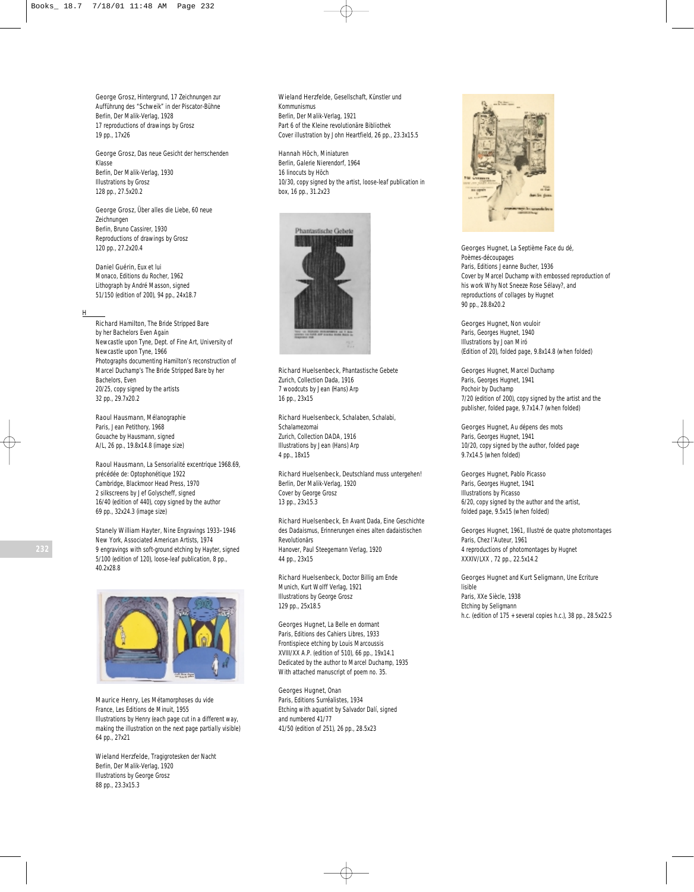George Grosz, Hintergrund, 17 Zeichnungen zur Aufführung des "Schweik" in der Piscator-Bühne
Berlin, Der Malik-Verlag, 1928
17 reproductions of drawings by Grosz
19 pp., 17x26

George Grosz, Das neue Gesicht der herrschenden Klasse
Berlin, Der Malik-Verlag, 1930
Illustrations by Grosz
128 pp., 27.5x20.2

George Grosz, Über alles die Liebe, 60 neue Zeichnungen
Berlin, Bruno Cassirer, 1930
Reproductions of drawings by Grosz
120 pp., 27.2x20.4

Daniel Guérin, Eux et lui
Monaco, Editions du Rocher, 1962
Lithograph by André Masson, signed
51/150 (edition of 200), 94 pp., 24x18.7

## H

Richard Hamilton, The Bride Stripped Bare by her Bachelors Even Again
Newcastle upon Tyne, Dept. of Fine Art, University of Newcastle upon Tyne, 1966
Photographs documenting Hamilton's reconstruction of Marcel Duchamp's The Bride Stripped Bare by her Bachelors, Even
20/25, copy signed by the artists
32 pp., 29.7x20.2

Raoul Hausmann, Mélanographie
Paris, Jean Petithory, 1968
Gouache by Hausmann, signed
A/L, 26 pp., 19.8x14.8 (image size)

Raoul Hausmann, La Sensorialité excentrique 1968.69, précédée de: Optophonétique 1922
Cambridge, Blackmoor Head Press, 1970
2 silkscreens by Jef Golyscheff, signed
16/40 (edition of 440), copy signed by the author
69 pp., 32x24.3 (image size)

Stanely William Hayter, Nine Engravings 1933–1946
New York, Associated American Artists, 1974
9 engravings with soft-ground etching by Hayter, signed
5/100 (edition of 120), loose-leaf publication, 8 pp., 40.2x28.8

Maurice Henry, Les Métamorphoses du vide
France, Les Editions de Minuit, 1955
Illustrations by Henry (each page cut in a different way, making the illustration on the next page partially visible)
64 pp., 27x21

Wieland Herzfelde, Tragigrotesken der Nacht
Berlin, Der Malik-Verlag, 1920
Illustrations by George Grosz
88 pp., 23.3x15.3

Wieland Herzfelde, Gesellschaft, Künstler und Kommunismus
Berlin, Der Malik-Verlag, 1921
Part 6 of the Kleine revolutionäre Bibliothek
Cover illustration by John Heartfield, 26 pp., 23.3x15.5

Hannah Höch, Miniaturen
Berlin, Galerie Nierendorf, 1964
16 linocuts by Höch
10/30, copy signed by the artist, loose-leaf publication in box, 16 pp., 31.2x23

Richard Huelsenbeck, Phantastische Gebete
Zurich, Collection Dada, 1916
7 woodcuts by Jean (Hans) Arp
16 pp., 23x15

Richard Huelsenbeck, Schalaben, Schalabi, Schalamezomai
Zurich, Collection DADA, 1916
Illustrations by Jean (Hans) Arp
4 pp., 18x15

Richard Huelsenbeck, Deutschland muss untergehen!
Berlin, Der Malik-Verlag, 1920
Cover by George Grosz
13 pp., 23x15.3

Richard Huelsenbeck, En Avant Dada, Eine Geschichte des Dadaismus, Erinnerungen eines alten dadaistischen Revolutionärs
Hanover, Paul Steegemann Verlag, 1920
44 pp., 23x15

Richard Huelsenbeck, Doctor Billig am Ende
Munich, Kurt Wolff Verlag, 1921
Illustrations by George Grosz
129 pp., 25x18.5

Georges Hugnet, La Belle en dormant
Paris, Editions des Cahiers Libres, 1933
Frontispiece etching by Louis Marcoussis
XVIII/XX A.P. (edition of 510), 66 pp., 19x14.1
Dedicated by the author to Marcel Duchamp, 1935
With attached manuscript of poem no. 35.

Georges Hugnet, Onan
Paris, Editions Surréalistes, 1934
Etching with aquatint by Salvador Dalí, signed and numbered 41/77
41/50 (edition of 251), 26 pp., 28.5x23

Georges Hugnet, La Septième Face du dé, Poèmes-découpages
Paris, Editions Jeanne Bucher, 1936
Cover by Marcel Duchamp with embossed reproduction of his work Why Not Sneeze Rose Sélavy?, and reproductions of collages by Hugnet
90 pp., 28.8x20.2

Georges Hugnet, Non vouloir
Paris, Georges Hugnet, 1940
Illustrations by Joan Miró
(Edition of 20), folded page, 9.8x14.8 (when folded)

Georges Hugnet, Marcel Duchamp
Paris, Georges Hugnet, 1941
Pochoir by Duchamp
7/20 (edition of 200), copy signed by the artist and the publisher, folded page, 9.7x14.7 (when folded)

Georges Hugnet, Au dépens des mots
Paris, Georges Hugnet, 1941
10/20, copy signed by the author, folded page
9.7x14.5 (when folded)

Georges Hugnet, Pablo Picasso
Paris, Georges Hugnet, 1941
Illustrations by Picasso
6/20, copy signed by the author and the artist, folded page, 9.5x15 (when folded)

Georges Hugnet, 1961, Illustré de quatre photomontages
Paris, Chez l'Auteur, 1961
4 reproductions of photomontages by Hugnet
XXXIV/LXX , 72 pp., 22.5x14.2

Georges Hugnet and Kurt Seligmann, Une Ecriture lisible
Paris, XXe Siècle, 1938
Etching by Seligmann
h.c. (edition of 175 + several copies h.c.), 38 pp., 28.5x22.5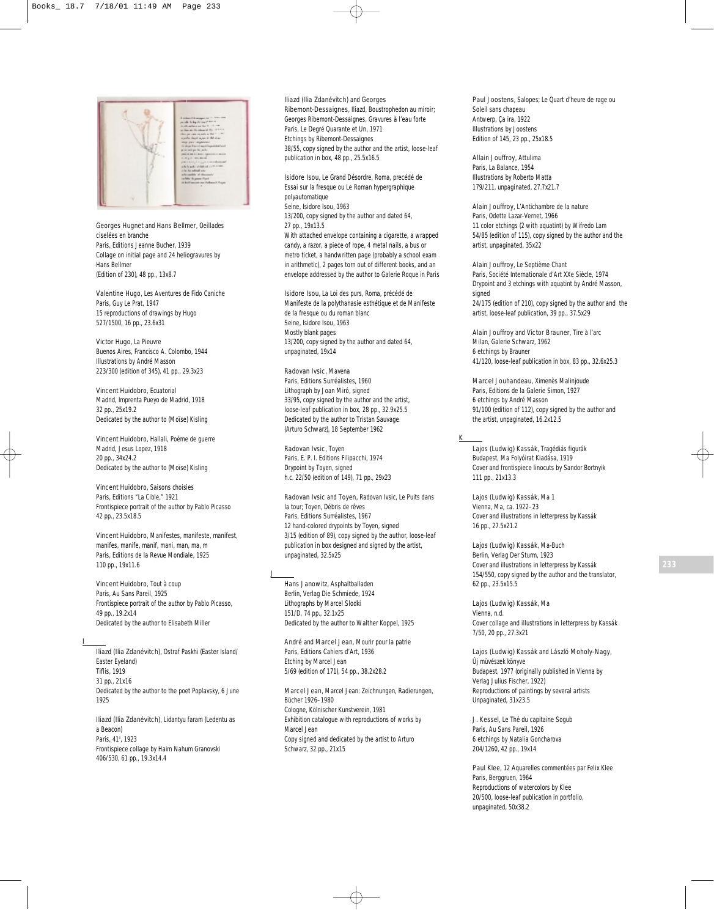Georges Hugnet and Hans Bellmer, Oeillades ciselées en branche
Paris, Editions Jeanne Bucher, 1939
Collage on initial page and 24 heliogravures by Hans Bellmer
(Edition of 230), 48 pp., 13x8.7

Valentine Hugo, Les Aventures de Fido Caniche
Paris, Guy Le Prat, 1947
15 reproductions of drawings by Hugo
527/1500, 16 pp., 23.6x31

Victor Hugo, La Pieuvre
Buenos Aires, Francisco A. Colombo, 1944
Illustrations by André Masson
223/300 (edition of 345), 41 pp., 29.3x23

Vincent Huidobro, Ecuatorial
Madrid, Imprenta Pueyo de Madrid, 1918
32 pp., 25x19.2
Dedicated by the author to (Moïse) Kisling

Vincent Huidobro, Hallali, Poème de guerre
Madrid, Jesus Lopez, 1918
20 pp., 34x24.2
Dedicated by the author to (Moïse) Kisling

Vincent Huidobro, Saisons choisies
Paris, Editions "La Cible," 1921
Frontispiece portrait of the author by Pablo Picasso
42 pp., 23.5x18.5

Vincent Huidobro, Manifestes, manifeste, manifest, manifes, manife, manif, mani, man, ma, m
Paris, Editions de la Revue Mondiale, 1925
110 pp., 19x11.6

Vincent Huidobro, Tout à coup
Paris, Au Sans Pareil, 1925
Frontispiece portrait of the author by Pablo Picasso, 49 pp., 19.2x14
Dedicated by the author to Elisabeth Miller

## I

Iliazd (Ilia Zdanévitch), Ostraf Paskhi (Easter Island/ Easter Eyeland)
Tiflis, 1919
31 pp., 21x16
Dedicated by the author to the poet Poplavsky, 6 June 1925

Iliazd (Ilia Zdanévitch), Lidantyu faram (Ledentu as a Beacon)
Paris, 41°, 1923
Frontispiece collage by Haim Nahum Granovski
406/530, 61 pp., 19.3x14.4

Iliazd (Ilia Zdanévitch) and Georges Ribemont-Dessaignes, Iliazd, Boustrophedon au miroir; Georges Ribemont-Dessaignes, Gravures à l'eau forte
Paris, Le Degré Quarante et Un, 1971
Etchings by Ribemont-Dessaignes
38/55, copy signed by the author and the artist, loose-leaf publication in box, 48 pp., 25.5x16.5

Isidore Isou, Le Grand Désordre, Roma, precédé de Essai sur la fresque ou Le Roman hypergraphique polyautomatique
Seine, Isidore Isou, 1963
13/200, copy signed by the author and dated 64, 27 pp., 19x13.5
With attached envelope containing a cigarette, a wrapped candy, a razor, a piece of rope, 4 metal nails, a bus or metro ticket, a handwritten page (probably a school exam in arithmetic), 2 pages torn out of different books, and an envelope addressed by the author to Galerie Roque in Paris

Isidore Isou, La Loi des purs, Roma, précédé de Manifeste de la polythanasie esthétique et de Manifeste de la fresque ou du roman blanc
Seine, Isidore Isou, 1963
Mostly blank pages
13/200, copy signed by the author and dated 64, unpaginated, 19x14

Radovan Ivsic, Mavena
Paris, Editions Surréalistes, 1960
Lithograph by Joan Miró, signed
33/95, copy signed by the author and the artist, loose-leaf publication in box, 28 pp., 32.9x25.5
Dedicated by the author to Tristan Sauvage (Arturo Schwarz), 18 September 1962

Radovan Ivsic, Toyen
Paris, E. P. I. Editions Filipacchi, 1974
Drypoint by Toyen, signed
h.c. 22/50 (edition of 149), 71 pp., 29x23

Radovan Ivsic and Toyen, Radovan Ivsic, Le Puits dans la tour; Toyen, Débris de rêves
Paris, Editions Surréalistes, 1967
12 hand-colored drypoints by Toyen, signed
3/15 (edition of 89), copy signed by the author, loose-leaf publication in box designed and signed by the artist, unpaginated, 32.5x25

## J

Hans Janowitz, Asphaltballaden
Berlin, Verlag Die Schmiede, 1924
Lithographs by Marcel Slodki
151/D, 74 pp., 32.1x25
Dedicated by the author to Walther Koppel, 1925

André and Marcel Jean, Mourir pour la patrie
Paris, Editions Cahiers d'Art, 1936
Etching by Marcel Jean
5/69 (edition of 171), 54 pp., 38.2x28.2

Marcel Jean, Marcel Jean: Zeichnungen, Radierungen, Bücher 1926–1980
Cologne, Kölnischer Kunstverein, 1981
Exhibition catalogue with reproductions of works by Marcel Jean
Copy signed and dedicated by the artist to Arturo Schwarz, 32 pp., 21x15

Paul Joostens, Salopes; Le Quart d'heure de rage ou Soleil sans chapeau
Antwerp, Ça ira, 1922
Illustrations by Joostens
Edition of 145, 23 pp., 25x18.5

Allain Jouffroy, Attulima
Paris, La Balance, 1954
Illustrations by Roberto Matta
179/211, unpaginated, 27.7x21.7

Alain Jouffroy, L'Antichambre de la nature
Paris, Odette Lazar-Vernet, 1966
11 color etchings (2 with aquatint) by Wifredo Lam
54/85 (edition of 115), copy signed by the author and the artist, unpaginated, 35x22

Alain Jouffroy, Le Septième Chant
Paris, Société Internationale d'Art XXe Siècle, 1974
Drypoint and 3 etchings with aquatint by André Masson, signed
24/175 (edition of 210), copy signed by the author and the artist, loose-leaf publication, 39 pp., 37.5x29

Alain Jouffroy and Victor Brauner, Tire à l'arc
Milan, Galerie Schwarz, 1962
6 etchings by Brauner
41/120, loose-leaf publication in box, 83 pp., 32.6x25.3

Marcel Jouhandeau, Ximenès Malinjoude
Paris, Editions de la Galerie Simon, 1927
6 etchings by André Masson
91/100 (edition of 112), copy signed by the author and the artist, unpaginated, 16.2x12.5

## K

Lajos (Ludwig) Kassák, Tragédiás figurák
Budapest, Ma Folyóirat Kiadása, 1919
Cover and frontispiece linocuts by Sandor Bortnyik
111 pp., 21x13.3

Lajos (Ludwig) Kassák, Ma 1
Vienna, Ma, ca. 1922–23
Cover and illustrations in letterpress by Kassák
16 pp., 27.5x21.2

Lajos (Ludwig) Kassák, Ma-Buch
Berlin, Verlag Der Sturm, 1923
Cover and illustrations in letterpress by Kassák
154/550, copy signed by the author and the translator, 62 pp., 23.5x15.5

Lajos (Ludwig) Kassák, Ma
Vienna, n.d.
Cover collage and illustrations in letterpress by Kassák
7/50, 20 pp., 27.3x21

Lajos (Ludwig) Kassák and László Moholy-Nagy, Új müvészek könyve
Budapest, 1977 (originally published in Vienna by Verlag Julius Fischer, 1922)
Reproductions of paintings by several artists
Unpaginated, 31x23.5

J. Kessel, Le Thé du capitaine Sogub
Paris, Au Sans Pareil, 1926
6 etchings by Natalia Goncharova
204/1260, 42 pp., 19x14

Paul Klee, 12 Aquarelles commentées par Felix Klee
Paris, Berggruen, 1964
Reproductions of watercolors by Klee
20/500, loose-leaf publication in portfolio, unpaginated, 50x38.2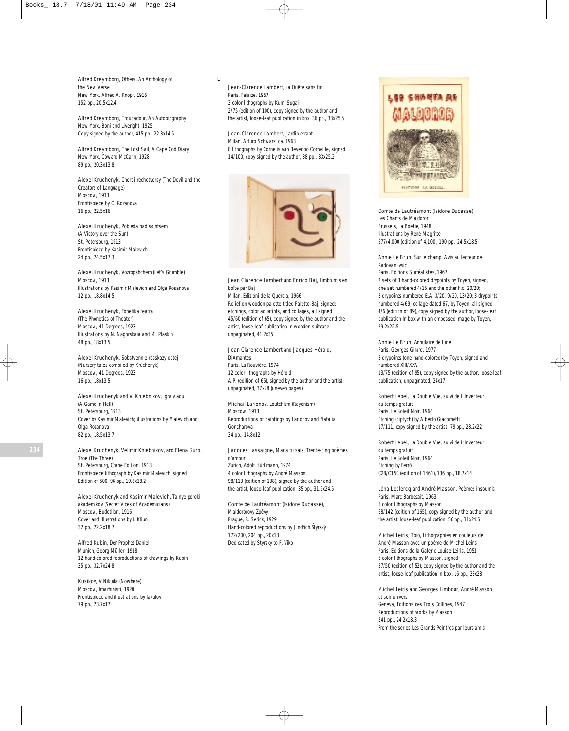Alfred Kreymborg, Others, An Anthology of the New Verse
New York, Alfred A. Knopf, 1916
152 pp., 20.5x12.4

Alfred Kreymborg, Troubadour, An Autobiography
New York, Boni and Liveright, 1925
Copy signed by the author, 415 pp., 22.3x14.5

Alfred Kreymborg, The Lost Sail, A Cape Cod Diary
New York, Coward McCann, 1928
89 pp., 20.3x13.8

Alexei Kruchenyk, Chort i rechetvorsy (The Devil and the Creators of Language)
Moscow, 1913
Frontispiece by O. Rozanova
16 pp., 22.5x16

Alexei Kruchenyk, Pobieda nad solntsem (A Victory over the Sun)
St. Petersburg, 1913
Frontispiece by Kasimir Malevich
24 pp., 24.5x17.3

Alexei Kruchenyk, Vozropshchem (Let's Grumble)
Moscow, 1913
Illustrations by Kasimir Malevich and Olga Rosanova
12 pp., 18.8x14.5

Alexei Kruchenyk, Fonetika teatra (The Phonetics of Theater)
Moscow, 41 Degrees, 1923
Illustrations by N. Nagorskaia and M. Plaskin
48 pp., 18x13.5

Alexei Kruchenyk, Sobstvennie rasskazy detej (Nursery tales compiled by Kruchenyk)
Moscow, 41 Degrees, 1923
16 pp., 18x13.5

Alexei Kruchenyk and V. Khlebnikov, Igra v adu (A Game in Hell)
St. Petersburg, 1913
Cover by Kasimir Malevich; illustrations by Malevich and Olga Rozanova
82 pp., 18.5x13.7

Alexei Kruchenyk, Velimir Khlebnikov, and Elena Guro, Troe (The Three)
St. Petersburg, Crane Edition, 1913
Frontispiece lithograph by Kasimir Malevich, signed
Edition of 500, 96 pp., 19.8x18.2

Alexei Kruchenyk and Kasimir Malevich, Tainye poroki akademikov (Secret Vices of Academicians)
Moscow, Budetlian, 1916
Cover and illustrations by I. Kliun
32 pp., 22.2x18.7

Alfred Kubin, Der Prophet Daniel
Munich, Georg Müller, 1918
12 hand-colored reproductions of drawings by Kubin
35 pp., 32.7x24.8

Kusikov, V Nikuda (Nowhere)
Moscow, Imazhinisti, 1920
Frontispiece and illustrations by Iakulov
79 pp., 23.7x17

## L

Jean-Clarence Lambert, La Quête sans fin
Paris, Falaize, 1957
3 color lithographs by Kumi Sugai
2/75 (edition of 100), copy signed by the author and the artist, loose-leaf publication in box, 36 pp., 33x25.5

Jean-Clarence Lambert, Jardin errant
Milan, Arturo Schwarz, ca. 1963
8 lithographs by Cornelis van Beverloo Corneille, signed
14/100, copy signed by the author, 38 pp., 33x25.2

Jean Clarence Lambert and Enrico Baj, Limbo mis en boîte par Baj
Milan, Edizioni della Quercia, 1966
Relief on wooden palette titled Palette-Baj, signed; etchings, color aquatints, and collages, all signed
45/60 (edition of 65), copy signed by the author and the artist, loose-leaf publication in wooden suitcase, unpaginated, 41.2x35

Jean Clarence Lambert and Jacques Hérold, DiAmantes
Paris, La Rouvière, 1974
12 color lithographs by Hérold
A.P. (edition of 65), signed by the author and the artist, unpaginated, 37x28 (uneven pages)

Michail Larionov, Loutchizm (Rayonism)
Moscow, 1913
Reproductions of paintings by Larionov and Natalia Goncharova
34 pp., 14.8x12

Jacques Lassaigne, Maria tu sais, Trente-cinq poèmes d'amour
Zurich, Adolf Hürlimann, 1974
4 color lithographs by André Masson
98/113 (edition of 138), signed by the author and the artist, loose-leaf publication, 35 pp., 31.5x24.5

Comte de Lautréamont (Isidore Ducasse), Maldororovy Zpěvy
Prague, R. Serick, 1929
Hand-colored reproductions by Jindřich Štyrský
172/200, 204 pp., 20x13
Dedicated by Styrsky to F. Viko

Comte de Lautréamont (Isidore Ducasse), Les Chants de Maldoror
Brussels, La Boëtie, 1948
Illustrations by René Magritte
577/4,000 (edition of 4,100), 190 pp., 24.5x18.5

Annie Le Brun, Sur le champ, Avis au lecteur de Radovan Ivsic
Paris, Editions Surréalistes, 1967
2 sets of 3 hand-colored drypoints by Toyen, signed, one set numbered 4/15 and the other h.c. 20/20; 3 drypoints numbered E.A. 3/20, 9/20, 13/20; 3 drypoints numbered 4/69; collage dated 67, by Toyen; all signed 4/6 (edition of 89), copy signed by the author, loose-leaf publication In box with an embossed image by Toyen, 29.2x22.5

Annie Le Brun, Annulaire de lune
Paris, Georges Girard, 1977
3 drypoints (one hand-colored) by Toyen, signed and numbered XIII/XXV
13/75 (edition of 95), copy signed by the author, loose-leaf publication, unpaginated, 24x17

Robert Lebel, La Double Vue, suivi de L'Inventeur du temps gratuit
Paris, Le Soleil Noir, 1964
Etching (diptych) by Alberto Giacometti
17/111, copy signed by the artist, 79 pp., 28.2x22

Robert Lebel, La Double Vue, suivi de L'Inventeur du temps gratuit
Paris, Le Soleil Noir, 1964
Etching by Ferró
C28/C150 (edition of 1461), 136 pp., 18.7x14

Léna Leclercq and André Masson, Poèmes insoumis
Paris, Marc Barbezait, 1963
8 color lithographs by Masson
68/142 (edition of 165), copy signed by the author and the artist, loose-leaf publication, 56 pp., 31x24.5

Michel Leiris, Toro, Lithographies en couleurs de André Masson avec un poème de Michel Leiris
Paris, Editions de la Galerie Louise Leiris, 1951
6 color lithographs by Masson, signed
37/50 (edition of 52), copy signed by the author and the artist, loose-leaf publication in box, 16 pp., 38x28

Michel Leiris and Georges Limbour, André Masson et son univers
Geneva, Editions des Trois Collines, 1947
Reproductions of works by Masson
241 pp., 24.2x18.3
From the series Les Grands Peintres par leurs amis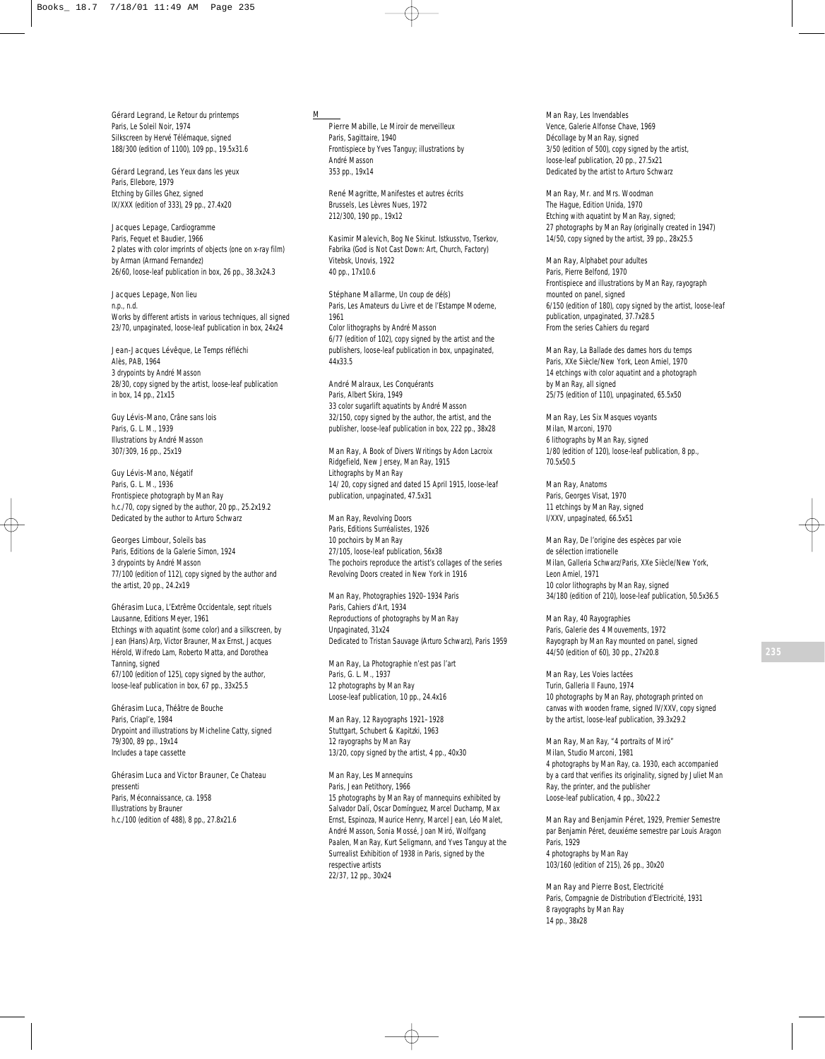Gérard Legrand, Le Retour du printemps
Paris, Le Soleil Noir, 1974
Silkscreen by Hervé Télémaque, signed
188/300 (edition of 1100), 109 pp., 19.5x31.6

Gérard Legrand, Les Yeux dans les yeux
Paris, Ellebore, 1979
Etching by Gilles Ghez, signed
IX/XXX (edition of 333), 29 pp., 27.4x20

Jacques Lepage, Cardiogramme
Paris, Fequet et Baudier, 1966
2 plates with color imprints of objects (one on x-ray film) by Arman (Armand Fernandez)
26/60, loose-leaf publication in box, 26 pp., 38.3x24.3

Jacques Lepage, Non lieu
n.p., n.d.
Works by different artists in various techniques, all signed
23/70, unpaginated, loose-leaf publication in box, 24x24

Jean-Jacques Lévêque, Le Temps réfléchi
Alès, PAB, 1964
3 drypoints by André Masson
28/30, copy signed by the artist, loose-leaf publication in box, 14 pp., 21x15

Guy Lévis-Mano, Crâne sans lois
Paris, G. L. M., 1939
Illustrations by André Masson
307/309, 16 pp., 25x19

Guy Lévis-Mano, Négatif
Paris, G. L. M., 1936
Frontispiece photograph by Man Ray
h.c./70, copy signed by the author, 20 pp., 25.2x19.2
Dedicated by the author to Arturo Schwarz

Georges Limbour, Soleils bas
Paris, Editions de la Galerie Simon, 1924
3 drypoints by André Masson
77/100 (edition of 112), copy signed by the author and the artist, 20 pp., 24.2x19

Ghérasim Luca, L'Extrême Occidentale, sept rituels
Lausanne, Editions Meyer, 1961
Etchings with aquatint (some color) and a silkscreen, by Jean (Hans) Arp, Victor Brauner, Max Ernst, Jacques Hérold, Wifredo Lam, Roberto Matta, and Dorothea Tanning, signed
67/100 (edition of 125), copy signed by the author, loose-leaf publication in box, 67 pp., 33x25.5

Ghérasim Luca, Théâtre de Bouche
Paris, Criapl'e, 1984
Drypoint and illustrations by Micheline Catty, signed
79/300, 89 pp., 19x14
Includes a tape cassette

Ghérasim Luca and Victor Brauner, Ce Chateau pressenti
Paris, Méconnaissance, ca. 1958
Illustrations by Brauner
h.c./100 (edition of 488), 8 pp., 27.8x21.6

## M

Pierre Mabille, Le Miroir de merveilleux
Paris, Sagittaire, 1940
Frontispiece by Yves Tanguy; illustrations by André Masson
353 pp., 19x14

René Magritte, Manifestes et autres écrits
Brussels, Les Lèvres Nues, 1972
212/300, 190 pp., 19x12

Kasimir Malevich, Bog Ne Skinut. Istkusstvo, Tserkov, Fabrika (God is Not Cast Down: Art, Church, Factory)
Vitebsk, Unovis, 1922
40 pp., 17x10.6

Stéphane Mallarme, Un coup de dé(s)
Paris, Les Amateurs du Livre et de l'Estampe Moderne, 1961
Color lithographs by André Masson
6/77 (edition of 102), copy signed by the artist and the publishers, loose-leaf publication in box, unpaginated, 44x33.5

André Malraux, Les Conquérants
Paris, Albert Skira, 1949
33 color sugarlift aquatints by André Masson
32/150, copy signed by the author, the artist, and the publisher, loose-leaf publication in box, 222 pp., 38x28

Man Ray, A Book of Divers Writings by Adon Lacroix
Ridgefield, New Jersey, Man Ray, 1915
Lithographs by Man Ray
14/ 20, copy signed and dated 15 April 1915, loose-leaf publication, unpaginated, 47.5x31

Man Ray, Revolving Doors
Paris, Editions Surréalistes, 1926
10 pochoirs by Man Ray
27/105, loose-leaf publication, 56x38
The pochoirs reproduce the artist's collages of the series Revolving Doors created in New York in 1916

Man Ray, Photographies 1920–1934 Paris
Paris, Cahiers d'Art, 1934
Reproductions of photographs by Man Ray
Unpaginated, 31x24
Dedicated to Tristan Sauvage (Arturo Schwarz), Paris 1959

Man Ray, La Photographie n'est pas l'art
Paris, G. L. M., 1937
12 photographs by Man Ray
Loose-leaf publication, 10 pp., 24.4x16

Man Ray, 12 Rayographs 1921–1928
Stuttgart, Schubert & Kapitzki, 1963
12 rayographs by Man Ray
13/20, copy signed by the artist, 4 pp., 40x30

Man Ray, Les Mannequins
Paris, Jean Petithory, 1966
15 photographs by Man Ray of mannequins exhibited by Salvador Dalí, Oscar Domínguez, Marcel Duchamp, Max Ernst, Espinoza, Maurice Henry, Marcel Jean, Léo Malet, André Masson, Sonia Mossé, Joan Miró, Wolfgang Paalen, Man Ray, Kurt Seligmann, and Yves Tanguy at the Surrealist Exhibition of 1938 in Paris, signed by the respective artists
22/37, 12 pp., 30x24

Man Ray, Les Invendables
Vence, Galerie Alfonse Chave, 1969
Décollage by Man Ray, signed
3/50 (edition of 500), copy signed by the artist, loose-leaf publication, 20 pp., 27.5x21
Dedicated by the artist to Arturo Schwarz

Man Ray, Mr. and Mrs. Woodman
The Hague, Edition Unida, 1970
Etching with aquatint by Man Ray, signed;
27 photographs by Man Ray (originally created in 1947)
14/50, copy signed by the artist, 39 pp., 28x25.5

Man Ray, Alphabet pour adultes
Paris, Pierre Belfond, 1970
Frontispiece and illustrations by Man Ray, rayograph mounted on panel, signed
6/150 (edition of 180), copy signed by the artist, loose-leaf publication, unpaginated, 37.7x28.5
From the series Cahiers du regard

Man Ray, La Ballade des dames hors du temps
Paris, XXe Siècle/New York, Leon Amiel, 1970
14 etchings with color aquatint and a photograph by Man Ray, all signed
25/75 (edition of 110), unpaginated, 65.5x50

Man Ray, Les Six Masques voyants
Milan, Marconi, 1970
6 lithographs by Man Ray, signed
1/80 (edition of 120), loose-leaf publication, 8 pp., 70.5x50.5

Man Ray, Anatoms
Paris, Georges Visat, 1970
11 etchings by Man Ray, signed
I/XXV, unpaginated, 66.5x51

Man Ray, De l'origine des espèces par voie de sélection irrationelle
Milan, Galleria Schwarz/Paris, XXe Siècle/New York, Leon Amiel, 1971
10 color lithographs by Man Ray, signed
34/180 (edition of 210), loose-leaf publication, 50.5x36.5

Man Ray, 40 Rayographies
Paris, Galerie des 4 Mouvements, 1972
Rayograph by Man Ray mounted on panel, signed
44/50 (edition of 60), 30 pp., 27x20.8

Man Ray, Les Voies lactées
Turin, Galleria Il Fauno, 1974
10 photographs by Man Ray, photograph printed on canvas with wooden frame, signed IV/XXV, copy signed by the artist, loose-leaf publication, 39.3x29.2

Man Ray, Man Ray, "4 portraits of Miró"
Milan, Studio Marconi, 1981
4 photographs by Man Ray, ca. 1930, each accompanied by a card that verifies its originality, signed by Juliet Man Ray, the printer, and the publisher
Loose-leaf publication, 4 pp., 30x22.2

Man Ray and Benjamin Péret, 1929, Premier Semestre par Benjamin Péret, deuxième semestre par Louis Aragon
Paris, 1929
4 photographs by Man Ray
103/160 (edition of 215), 26 pp., 30x20

Man Ray and Pierre Bost, Electricité
Paris, Compagnie de Distribution d'Electricité, 1931
8 rayographs by Man Ray
14 pp., 38x28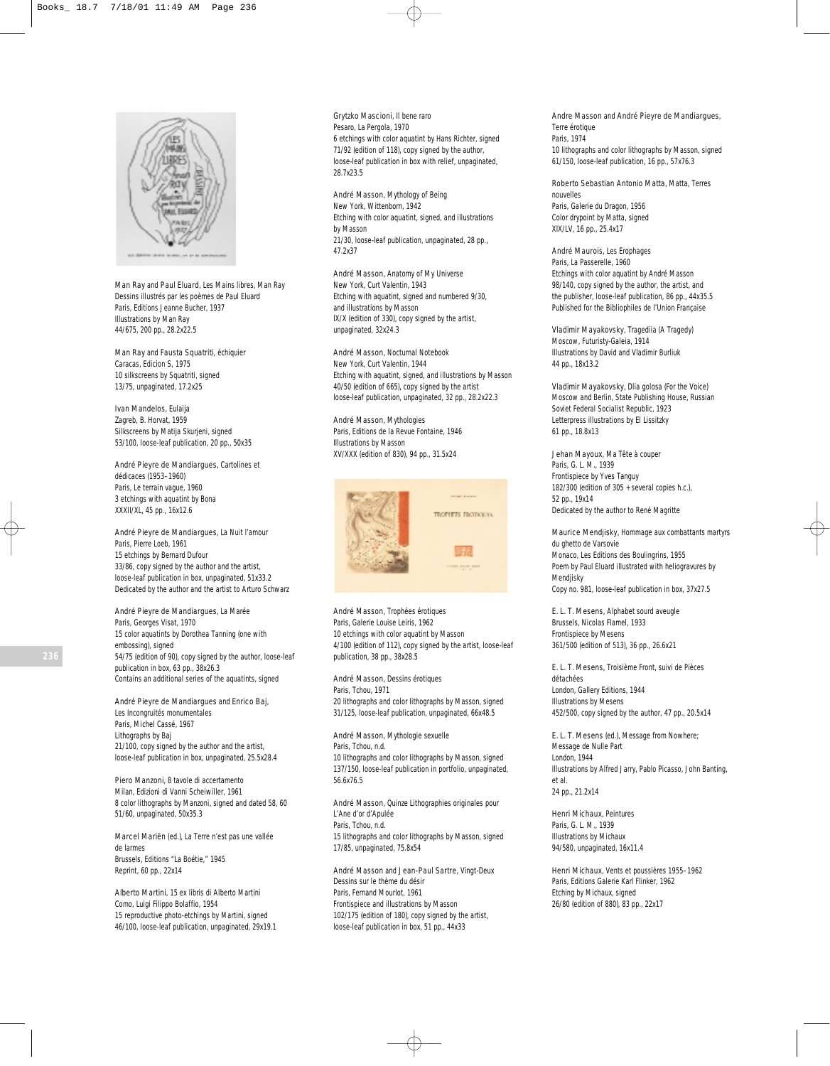Man Ray and Paul Eluard, Les Mains libres, Man Ray Dessins illustrés par les poèmes de Paul Eluard
Paris, Editions Jeanne Bucher, 1937
Illustrations by Man Ray
44/675, 200 pp., 28.2x22.5

Man Ray and Fausta Squatriti, échiquier
Caracas, Edicion S, 1975
10 silkscreens by Squatriti, signed
13/75, unpaginated, 17.2x25

Ivan Mandelos, Eulaija
Zagreb, B. Horvat, 1959
Silkscreens by Matija Skurjeni, signed
53/100, loose-leaf publication, 20 pp., 50x35

André Pieyre de Mandiargues, Cartolines et dédicaces (1953–1960)
Paris, Le terrain vague, 1960
3 etchings with aquatint by Bona
XXXII/XL, 45 pp., 16x12.6

André Pieyre de Mandiargues, La Nuit l'amour
Paris, Pierre Loeb, 1961
15 etchings by Bernard Dufour
33/86, copy signed by the author and the artist, loose-leaf publication in box, unpaginated, 51x33.2
Dedicated by the author and the artist to Arturo Schwarz

André Pieyre de Mandiargues, La Marée
Paris, Georges Visat, 1970
15 color aquatints by Dorothea Tanning (one with embossing), signed
54/75 (edition of 90), copy signed by the author, loose-leaf publication in box, 63 pp., 38x26.3
Contains an additional series of the aquatints, signed

André Pieyre de Mandiargues and Enrico Baj, Les Incongruités monumentales
Paris, Michel Cassé, 1967
Lithographs by Baj
21/100, copy signed by the author and the artist, loose-leaf publication in box, unpaginated, 25.5x28.4

Piero Manzoni, 8 tavole di accertamento
Milan, Edizioni di Vanni Scheiwiller, 1961
8 color lithographs by Manzoni, signed and dated 58, 60
51/60, unpaginated, 50x35.3

Marcel Mariën (ed.), La Terre n'est pas une vallée de larmes
Brussels, Editions "La Boétie," 1945
Reprint, 60 pp., 22x14

Alberto Martini, 15 ex libris di Alberto Martini
Como, Luigi Filippo Bolaffio, 1954
15 reproductive photo-etchings by Martini, signed
46/100, loose-leaf publication, unpaginated, 29x19.1

Grytzko Mascioni, Il bene raro
Pesaro, La Pergola, 1970
6 etchings with color aquatint by Hans Richter, signed
71/92 (edition of 118), copy signed by the author, loose-leaf publication in box with relief, unpaginated, 28.7x23.5

André Masson, Mythology of Being
New York, Wittenborn, 1942
Etching with color aquatint, signed, and illustrations by Masson
21/30, loose-leaf publication, unpaginated, 28 pp., 47.2x37

André Masson, Anatomy of My Universe
New York, Curt Valentin, 1943
Etching with aquatint, signed and numbered 9/30, and illustrations by Masson
IX/X (edition of 330), copy signed by the artist, unpaginated, 32x24.3

André Masson, Nocturnal Notebook
New York, Curt Valentin, 1944
Etching with aquatint, signed, and illustrations by Masson
40/50 (edition of 665), copy signed by the artist loose-leaf publication, unpaginated, 32 pp., 28.2x22.3

André Masson, Mythologies
Paris, Editions de la Revue Fontaine, 1946
Illustrations by Masson
XV/XXX (edition of 830), 94 pp., 31.5x24

André Masson, Trophées érotiques
Paris, Galerie Louise Leiris, 1962
10 etchings with color aquatint by Masson
4/100 (edition of 112), copy signed by the artist, loose-leaf publication, 38 pp., 38x28.5

André Masson, Dessins érotiques
Paris, Tchou, 1971
20 lithographs and color lithographs by Masson, signed
31/125, loose-leaf publication, unpaginated, 66x48.5

André Masson, Mythologie sexuelle
Paris, Tchou, n.d.
10 lithographs and color lithographs by Masson, signed
137/150, loose-leaf publication in portfolio, unpaginated, 56.6x76.5

André Masson, Quinze Lithographies originales pour L'Ane d'or d'Apulée
Paris, Tchou, n.d.
15 lithographs and color lithographs by Masson, signed
17/85, unpaginated, 75.8x54

André Masson and Jean-Paul Sartre, Vingt-Deux Dessins sur le thème du désir
Paris, Fernand Mourlot, 1961
Frontispiece and illustrations by Masson
102/175 (edition of 180), copy signed by the artist, loose-leaf publication in box, 51 pp., 44x33

Andre Masson and André Pieyre de Mandiargues, Terre érotique
Paris, 1974
10 lithographs and color lithographs by Masson, signed
61/150, loose-leaf publication, 16 pp., 57x76.3

Roberto Sebastian Antonio Matta, Matta, Terres nouvelles
Paris, Galerie du Dragon, 1956
Color drypoint by Matta, signed
XIX/LV, 16 pp., 25.4x17

André Maurois, Les Erophages
Paris, La Passerelle, 1960
Etchings with color aquatint by André Masson
98/140, copy signed by the author, the artist, and the publisher, loose-leaf publication, 86 pp., 44x35.5
Published for the Bibliophiles de l'Union Française

Vladimir Mayakovsky, Tragediia (A Tragedy)
Moscow, Futuristy-Galeia, 1914
Illustrations by David and Vladimir Burliuk
44 pp., 18x13.2

Vladimir Mayakovsky, Dlia golosa (For the Voice)
Moscow and Berlin, State Publishing House, Russian Soviet Federal Socialist Republic, 1923
Letterpress illustrations by El Lissitzky
61 pp., 18.8x13

Jehan Mayoux, Ma Tête à couper
Paris, G. L. M., 1939
Frontispiece by Yves Tanguy
182/300 (edition of 305 + several copies h.c.), 52 pp., 19x14
Dedicated by the author to René Magritte

Maurice Mendjisky, Hommage aux combattants martyrs du ghetto de Varsovie
Monaco, Les Editions des Boulingrins, 1955
Poem by Paul Eluard illustrated with heliogravures by Mendjisky
Copy no. 981, loose-leaf publication in box, 37x27.5

E. L. T. Mesens, Alphabet sourd aveugle
Brussels, Nicolas Flamel, 1933
Frontispiece by Mesens
361/500 (edition of 513), 36 pp., 26.6x21

E. L. T. Mesens, Troisième Front, suivi de Pièces détachées
London, Gallery Editions, 1944
Illustrations by Mesens
452/500, copy signed by the author, 47 pp., 20.5x14

E. L. T. Mesens (ed.), Message from Nowhere; Message de Nulle Part
London, 1944
Illustrations by Alfred Jarry, Pablo Picasso, John Banting, et al.
24 pp., 21.2x14

Henri Michaux, Peintures
Paris, G. L. M., 1939
Illustrations by Michaux
94/580, unpaginated, 16x11.4

Henri Michaux, Vents et poussières 1955–1962
Paris, Editions Galerie Karl Flinker, 1962
Etching by Michaux, signed
26/80 (edition of 880), 83 pp., 22x17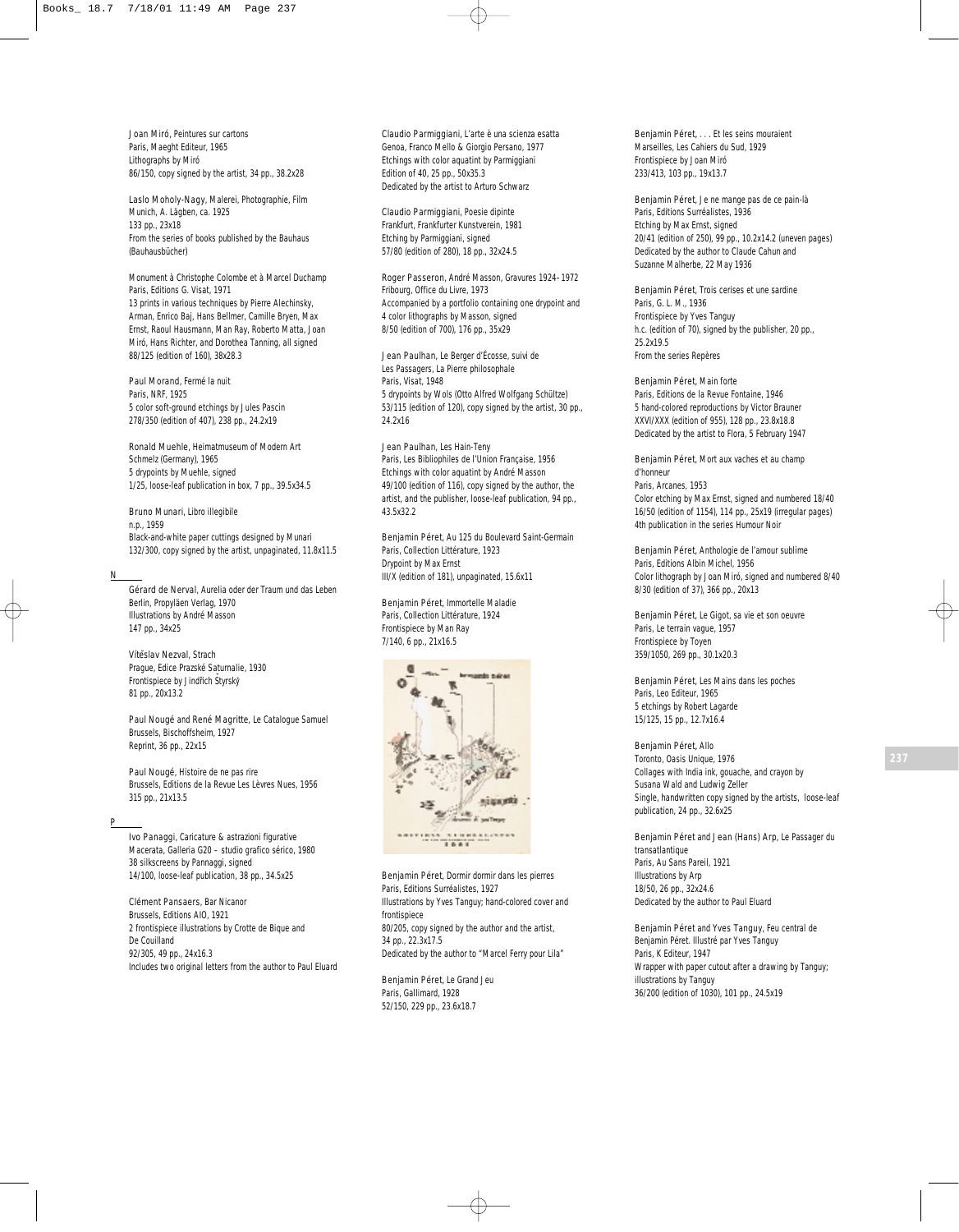Joan Miró, Peintures sur cartons
Paris, Maeght Editeur, 1965
Lithographs by Miró
86/150, copy signed by the artist, 34 pp., 38.2x28

Laslo Moholy-Nagy, Malerei, Photographie, Film
Munich, A. Lägben, ca. 1925
133 pp., 23x18
From the series of books published by the Bauhaus (Bauhausbücher)

Monument à Christophe Colombe et à Marcel Duchamp
Paris, Editions G. Visat, 1971
13 prints in various techniques by Pierre Alechinsky, Arman, Enrico Baj, Hans Bellmer, Camille Bryen, Max Ernst, Raoul Hausmann, Man Ray, Roberto Matta, Joan Miró, Hans Richter, and Dorothea Tanning, all signed
88/125 (edition of 160), 38x28.3

Paul Morand, Fermé la nuit
Paris, NRF, 1925
5 color soft-ground etchings by Jules Pascin
278/350 (edition of 407), 238 pp., 24.2x19

Ronald Muehle, Heimatmuseum of Modern Art
Schmelz (Germany), 1965
5 drypoints by Muehle, signed
1/25, loose-leaf publication in box, 7 pp., 39.5x34.5

Bruno Munari, Libro illegibile
n.p., 1959
Black-and-white paper cuttings designed by Munari
132/300, copy signed by the artist, unpaginated, 11.8x11.5

## N

Gérard de Nerval, Aurelia oder der Traum und das Leben
Berlin, Propyläen Verlag, 1970
Illustrations by André Masson
147 pp., 34x25

Vítězslav Nezval, Strach
Prague, Edice Prazské Saturnalie, 1930
Frontispiece by Jindřich Štyrský
81 pp., 20x13.2

Paul Nougé and René Magritte, Le Catalogue Samuel
Brussels, Bischoffsheim, 1927
Reprint, 36 pp., 22x15

Paul Nougé, Histoire de ne pas rire
Brussels, Editions de la Revue Les Lèvres Nues, 1956
315 pp., 21x13.5

## P

Ivo Panaggi, Caricature & astrazioni figurative
Macerata, Galleria G20 – studio grafico sérico, 1980
38 silkscreens by Pannaggi, signed
14/100, loose-leaf publication, 38 pp., 34.5x25

Clément Pansaers, Bar Nicanor
Brussels, Editions AIO, 1921
2 frontispiece illustrations by Crotte de Bique and De Couilland
92/305, 49 pp., 24x16.3
Includes two original letters from the author to Paul Eluard

Claudio Parmiggiani, L'arte è una scienza esatta
Genoa, Franco Mello & Giorgio Persano, 1977
Etchings with color aquatint by Parmiggiani
Edition of 40, 25 pp., 50x35.3
Dedicated by the artist to Arturo Schwarz

Claudio Parmiggiani, Poesie dipinte
Frankfurt, Frankfurter Kunstverein, 1981
Etching by Parmiggiani, signed
57/80 (edition of 280), 18 pp., 32x24.5

Roger Passeron, André Masson, Gravures 1924–1972
Fribourg, Office du Livre, 1973
Accompanied by a portfolio containing one drypoint and 4 color lithographs by Masson, signed
8/50 (edition of 700), 176 pp., 35x29

Jean Paulhan, Le Berger d'Écosse, suivi de Les Passagers, La Pierre philosophale
Paris, Visat, 1948
5 drypoints by Wols (Otto Alfred Wolfgang Schültze)
53/115 (edition of 120), copy signed by the artist, 30 pp., 24.2x16

Jean Paulhan, Les Hain-Teny
Paris, Les Bibliophiles de l'Union Française, 1956
Etchings with color aquatint by André Masson
49/100 (edition of 116), copy signed by the author, the artist, and the publisher, loose-leaf publication, 94 pp., 43.5x32.2

Benjamin Péret, Au 125 du Boulevard Saint-Germain
Paris, Collection Littérature, 1923
Drypoint by Max Ernst
III/X (edition of 181), unpaginated, 15.6x11

Benjamin Péret, Immortelle Maladie
Paris, Collection Littérature, 1924
Frontispiece by Man Ray
7/140, 6 pp., 21x16.5

Benjamin Péret, Dormir dormir dans les pierres
Paris, Editions Surréalistes, 1927
Illustrations by Yves Tanguy; hand-colored cover and frontispiece
80/205, copy signed by the author and the artist, 34 pp., 22.3x17.5
Dedicated by the author to "Marcel Ferry pour Lila"

Benjamin Péret, Le Grand Jeu
Paris, Gallimard, 1928
52/150, 229 pp., 23.6x18.7

Benjamin Péret, . . . Et les seins mouraient
Marseilles, Les Cahiers du Sud, 1929
Frontispiece by Joan Miró
233/413, 103 pp., 19x13.7

Benjamin Péret, Je ne mange pas de ce pain-là
Paris, Editions Surréalistes, 1936
Etching by Max Ernst, signed
20/41 (edition of 250), 99 pp., 10.2x14.2 (uneven pages)
Dedicated by the author to Claude Cahun and Suzanne Malherbe, 22 May 1936

Benjamin Péret, Trois cerises et une sardine
Paris, G. L. M., 1936
Frontispiece by Yves Tanguy
h.c. (edition of 70), signed by the publisher, 20 pp., 25.2x19.5
From the series Repères

Benjamin Péret, Main forte
Paris, Editions de la Revue Fontaine, 1946
5 hand-colored reproductions by Victor Brauner
XXVI/XXX (edition of 955), 128 pp., 23.8x18.8
Dedicated by the artist to Flora, 5 February 1947

Benjamin Péret, Mort aux vaches et au champ d'honneur
Paris, Arcanes, 1953
Color etching by Max Ernst, signed and numbered 18/40
16/50 (edition of 1154), 114 pp., 25x19 (irregular pages)
4th publication in the series Humour Noir

Benjamin Péret, Anthologie de l'amour sublime
Paris, Editions Albin Michel, 1956
Color lithograph by Joan Miró, signed and numbered 8/40
8/30 (edition of 37), 366 pp., 20x13

Benjamin Péret, Le Gigot, sa vie et son oeuvre
Paris, Le terrain vague, 1957
Frontispiece by Toyen
359/1050, 269 pp., 30.1x20.3

Benjamin Péret, Les Mains dans les poches
Paris, Leo Editeur, 1965
5 etchings by Robert Lagarde
15/125, 15 pp., 12.7x16.4

Benjamin Péret, Allo
Toronto, Oasis Unique, 1976
Collages with India ink, gouache, and crayon by Susana Wald and Ludwig Zeller
Single, handwritten copy signed by the artists, loose-leaf publication, 24 pp., 32.6x25

Benjamin Péret and Jean (Hans) Arp, Le Passager du transatlantique
Paris, Au Sans Pareil, 1921
Illustrations by Arp
18/50, 26 pp., 32x24.6
Dedicated by the author to Paul Eluard

Benjamin Péret and Yves Tanguy, Feu central de Benjamin Péret. Illustré par Yves Tanguy
Paris, K Editeur, 1947
Wrapper with paper cutout after a drawing by Tanguy; illustrations by Tanguy
36/200 (edition of 1030), 101 pp., 24.5x19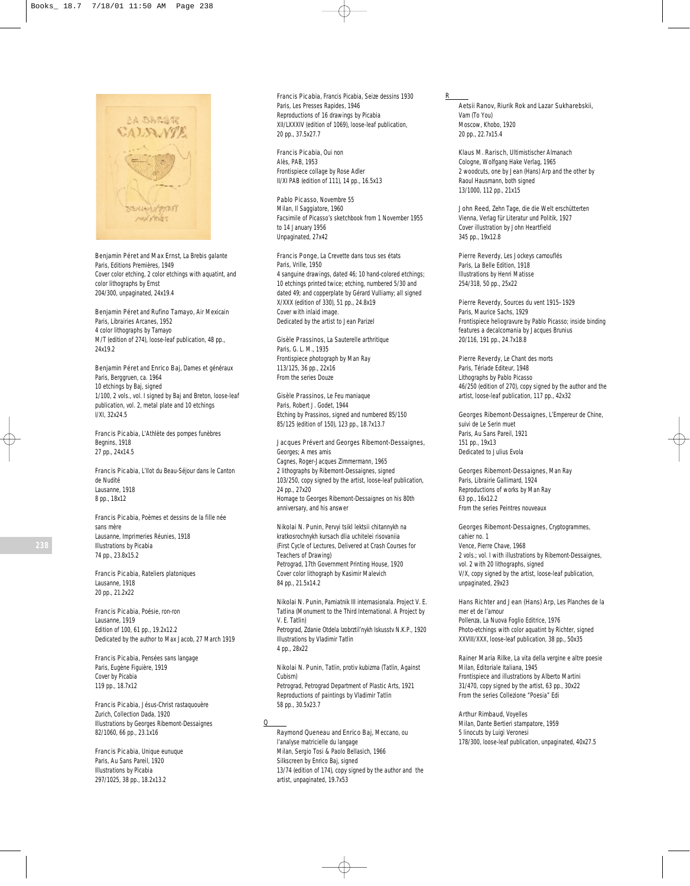Benjamin Péret and Max Ernst, La Brebis galante
Paris, Editions Premières, 1949
Cover color etching, 2 color etchings with aquatint, and color lithographs by Ernst
204/300, unpaginated, 24x19.4

Benjamin Péret and Rufino Tamayo, Air Mexicain
Paris, Librairies Arcanes, 1952
4 color lithographs by Tamayo
M/T (edition of 274), loose-leaf publication, 48 pp., 24x19.2

Benjamin Péret and Enrico Baj, Dames et généraux
Paris, Berggruen, ca. 1964
10 etchings by Baj, signed
1/100, 2 vols., vol. I signed by Baj and Breton, loose-leaf publication, vol. 2, metal plate and 10 etchings
I/XI, 32x24.5

Francis Picabia, L'Athlète des pompes funèbres
Begnins, 1918
27 pp., 24x14.5

Francis Picabia, L'Ilot du Beau-Séjour dans le Canton de Nudité
Lausanne, 1918
8 pp., 18x12

Francis Picabia, Poèmes et dessins de la fille née sans mère
Lausanne, Imprimeries Réunies, 1918
Illustrations by Picabia
74 pp., 23.8x15.2

Francis Picabia, Rateliers platoniques
Lausanne, 1918
20 pp., 21.2x22

Francis Picabia, Poésie, ron-ron
Lausanne, 1919
Edition of 100, 61 pp., 19.2x12.2
Dedicated by the author to Max Jacob, 27 March 1919

Francis Picabia, Pensées sans langage
Paris, Eugène Figuière, 1919
Cover by Picabia
119 pp., 18.7x12

Francis Picabia, Jésus-Christ rastaquouère
Zurich, Collection Dada, 1920
Illustrations by Georges Ribemont-Dessaignes
82/1060, 66 pp., 23.1x16

Francis Picabia, Unique eunuque
Paris, Au Sans Pareil, 1920
Illustrations by Picabia
297/1025, 38 pp., 18.2x13.2

Francis Picabia, Francis Picabia, Seize dessins 1930
Paris, Les Presses Rapides, 1946
Reproductions of 16 drawings by Picabia
XII/LXXXIV (edition of 1069), loose-leaf publication, 20 pp., 37.5x27.7

Francis Picabia, Oui non
Alès, PAB, 1953
Frontispiece collage by Rose Adler
II/XI PAB (edition of 111), 14 pp., 16.5x13

Pablo Picasso, Novembre 55
Milan, Il Saggiatore, 1960
Facsimile of Picasso's sketchbook from 1 November 1955 to 14 January 1956
Unpaginated, 27x42

Francis Ponge, La Crevette dans tous ses états
Paris, Vrille, 1950
4 sanguine drawings, dated 46; 10 hand-colored etchings; 10 etchings printed twice; etching, numbered 5/30 and dated 49; and copperplate by Gérard Vulliamy; all signed
X/XXX (edition of 330), 51 pp., 24.8x19
Cover with inlaid image.
Dedicated by the artist to Jean Parizel

Gisèle Prassinos, La Sauterelle arthritique
Paris, G. L. M., 1935
Frontispiece photograph by Man Ray
113/125, 36 pp., 22x16
From the series Douze

Gisèle Prassinos, Le Feu maniaque
Paris, Robert J. Godet, 1944
Etching by Prassinos, signed and numbered 85/150
85/125 (edition of 150), 123 pp., 18.7x13.7

Jacques Prévert and Georges Ribemont-Dessaignes, Georges; A mes amis
Cagnes, Roger-Jacques Zimmermann, 1965
2 lithographs by Ribemont-Dessaignes, signed
103/250, copy signed by the artist, loose-leaf publication, 24 pp., 27x20
Homage to Georges Ribemont-Dessaignes on his 80th anniversary, and his answer

Nikolai N. Punin, Pervyi tsikl lektsii chitannykh na kratkosrochnykh kursach dlia uchitelei risovaniia (First Cycle of Lectures, Delivered at Crash Courses for Teachers of Drawing)
Petrograd, 17th Government Printing House, 1920
Cover color lithograph by Kasimir Malevich
84 pp., 21.5x14.2

Nikolai N. Punin, Pamiatnik III internasionala. Project V. E. Tatlina (Monument to the Third International. A Project by V. E. Tatlin)
Petrograd, Zdanie Otdela Izobrztil'nykh Iskusstv N.K.P., 1920
Illustrations by Vladimir Tatlin
4 pp., 28x22

Nikolai N. Punin, Tatlin, protiv kubizma (Tatlin, Against Cubism)
Petrograd, Petrograd Department of Plastic Arts, 1921
Reproductions of paintings by Vladimir Tatlin
58 pp., 30.5x23.7

## Q

Raymond Queneau and Enrico Baj, Meccano, ou l'analyse matricielle du langage
Milan, Sergio Tosi & Paolo Bellasich, 1966
Silkscreen by Enrico Baj, signed
13/74 (edition of 174), copy signed by the author and the artist, unpaginated, 19.7x53

## R

Aetsii Ranov, Riurik Rok and Lazar Sukharebskii, Vam (To You)
Moscow, Khobo, 1920
20 pp., 22.7x15.4

Klaus M. Rarisch, Ultimistischer Almanach
Cologne, Wolfgang Hake Verlag, 1965
2 woodcuts, one by Jean (Hans) Arp and the other by Raoul Hausmann, both signed
13/1000, 112 pp., 21x15

John Reed, Zehn Tage, die die Welt erschütterten
Vienna, Verlag für Literatur und Politik, 1927
Cover illustration by John Heartfield
345 pp., 19x12.8

Pierre Reverdy, Les Jockeys camouflés
Paris, La Belle Edition, 1918
Illustrations by Henri Matisse
254/318, 50 pp., 25x22

Pierre Reverdy, Sources du vent 1915–1929
Paris, Maurice Sachs, 1929
Frontispiece heliogravure by Pablo Picasso; inside binding features a decalcomania by Jacques Brunius
20/116, 191 pp., 24.7x18.8

Pierre Reverdy, Le Chant des morts
Paris, Tériade Editeur, 1948
Lithographs by Pablo Picasso
46/250 (edition of 270), copy signed by the author and the artist, loose-leaf publication, 117 pp., 42x32

Georges Ribemont-Dessaignes, L'Empereur de Chine, suivi de Le Serin muet
Paris, Au Sans Pareil, 1921
151 pp., 19x13
Dedicated to Julius Evola

Georges Ribemont-Dessaignes, Man Ray
Paris, Librairie Gallimard, 1924
Reproductions of works by Man Ray
63 pp., 16x12.2
From the series Peintres nouveaux

Georges Ribemont-Dessaignes, Cryptogrammes, cahier no. 1
Vence, Pierre Chave, 1968
2 vols.; vol. I with illustrations by Ribemont-Dessaignes, vol. 2 with 20 lithographs, signed
V/X, copy signed by the artist, loose-leaf publication, unpaginated, 29x23

Hans Richter and Jean (Hans) Arp, Les Planches de la mer et de l'amour
Pollenza, La Nuova Foglio Editrice, 1976
Photo-etchings with color aquatint by Richter, signed
XXVIII/XXX, loose-leaf publication, 38 pp., 50x35

Rainer Maria Rilke, La vita della vergine e altre poesie
Milan, Editoriale Italiana, 1945
Frontispiece and illustrations by Alberto Martini
31/470, copy signed by the artist, 63 pp., 30x22
From the series Collezione "Poesia" Edi

Arthur Rimbaud, Voyelles
Milan, Dante Bertieri stampatore, 1959
5 linocuts by Luigi Veronesi
178/300, loose-leaf publication, unpaginated, 40x27.5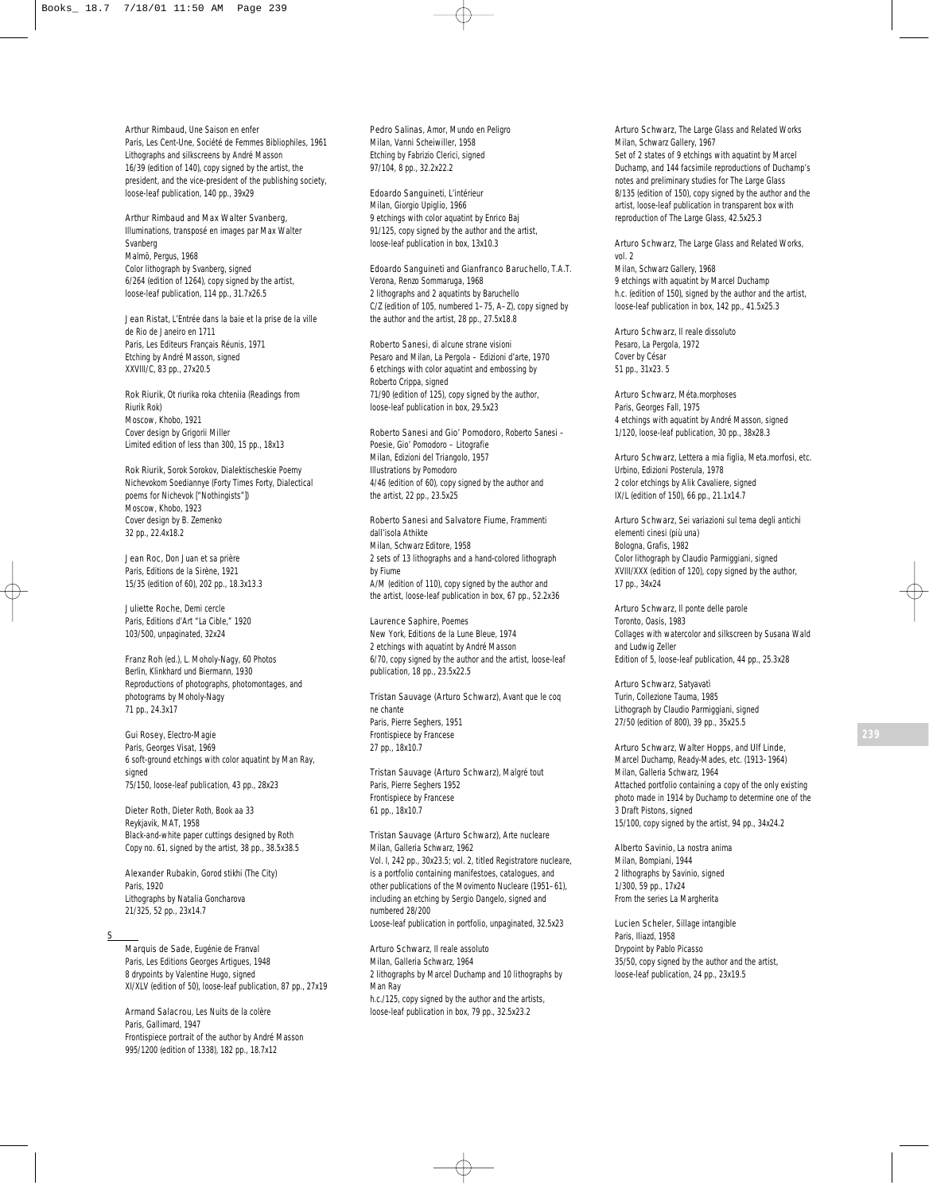Arthur Rimbaud, *Une Saison en enfer*
Paris, Les Cent-Une, Société de Femmes Bibliophiles, 1961
Lithographs and silkscreens by André Masson
16/39 (edition of 140), copy signed by the artist, the president, and the vice-president of the publishing society, loose-leaf publication, 140 pp., 39x29

Arthur Rimbaud and Max Walter Svanberg, *Illuminations, transposé en images par Max Walter Svanberg*
Malmö, Pergus, 1968
Color lithograph by Svanberg, signed
6/264 (edition of 1264), copy signed by the artist, loose-leaf publication, 114 pp., 31.7x26.5

Jean Ristat, *L'Entrée dans la baie et la prise de la ville de Rio de Janeiro en 1711*
Paris, Les Editeurs Français Réunis, 1971
Etching by André Masson, signed
XXVIII/C, 83 pp., 27x20.5

Rok Riurik, *Ot riurika roka chteniia (Readings from Riurik Rok)*
Moscow, Khobo, 1921
Cover design by Grigorii Miller
Limited edition of less than 300, 15 pp., 18x13

Rok Riurik, *Sorok Sorokov, Dialektischeskie Poemy Nichevokom Soediannye (Forty Times Forty, Dialectical poems for Nichevok ["Nothingists"])*
Moscow, Khobo, 1923
Cover design by B. Zemenko
32 pp., 22.4x18.2

Jean Roc, *Don Juan et sa prière*
Paris, Editions de la Sirène, 1921
15/35 (edition of 60), 202 pp., 18.3x13.3

Juliette Roche, *Demi cercle*
Paris, Editions d'Art "La Cible," 1920
103/500, unpaginated, 32x24

Franz Roh (ed.), *L. Moholy-Nagy, 60 Photos*
Berlin, Klinkhard und Biermann, 1930
Reproductions of photographs, photomontages, and photograms by Moholy-Nagy
71 pp., 24.3x17

Gui Rosey, *Electro-Magie*
Paris, Georges Visat, 1969
6 soft-ground etchings with color aquatint by Man Ray, signed
75/150, loose-leaf publication, 43 pp., 28x23

Dieter Roth, *Dieter Roth, Book aa 33*
Reykjavik, MAT, 1958
Black-and-white paper cuttings designed by Roth
Copy no. 61, signed by the artist, 38 pp., 38.5x38.5

Alexander Rubakin, *Gorod stikhi (The City)*
Paris, 1920
Lithographs by Natalia Goncharova
21/325, 52 pp., 23x14.7

## S

Marquis de Sade, *Eugénie de Franval*
Paris, Les Editions Georges Artigues, 1948
8 drypoints by Valentine Hugo, signed
XI/XLV (edition of 50), loose-leaf publication, 87 pp., 27x19

Armand Salacrou, *Les Nuits de la colère*
Paris, Gallimard, 1947
Frontispiece portrait of the author by André Masson
995/1200 (edition of 1338), 182 pp., 18.7x12

Pedro Salinas, *Amor, Mundo en Peligro*
Milan, Vanni Scheiwiller, 1958
Etching by Fabrizio Clerici, signed
97/104, 8 pp., 32.2x22.2

Edoardo Sanguineti, *L'intérieur*
Milan, Giorgio Upiglio, 1966
9 etchings with color aquatint by Enrico Baj
91/125, copy signed by the author and the artist, loose-leaf publication in box, 13x10.3

Edoardo Sanguineti and Gianfranco Baruchello, *T.A.T.*
Verona, Renzo Sommaruga, 1968
2 lithographs and 2 aquatints by Baruchello
C/Z (edition of 105, numbered 1–75, A–Z), copy signed by the author and the artist, 28 pp., 27.5x18.8

Roberto Sanesi, *di alcune strane visioni*
Pesaro and Milan, La Pergola – Edizioni d'arte, 1970
6 etchings with color aquatint and embossing by Roberto Crippa, signed
71/90 (edition of 125), copy signed by the author, loose-leaf publication in box, 29.5x23

Roberto Sanesi and Gio' Pomodoro, *Roberto Sanesi – Poesie, Gio' Pomodoro – Litografie*
Milan, Edizioni del Triangolo, 1957
Illustrations by Pomodoro
4/46 (edition of 60), copy signed by the author and the artist, 22 pp., 23.5x25

Roberto Sanesi and Salvatore Fiume, *Frammenti dall'isola Athikte*
Milan, Schwarz Editore, 1958
2 sets of 13 lithographs and a hand-colored lithograph by Fiume
A/M (edition of 110), copy signed by the author and the artist, loose-leaf publication in box, 67 pp., 52.2x36

Laurence Saphire, *Poemes*
New York, Editions de la Lune Bleue, 1974
2 etchings with aquatint by André Masson
6/70, copy signed by the author and the artist, loose-leaf publication, 18 pp., 23.5x22.5

Tristan Sauvage (Arturo Schwarz), *Avant que le coq ne chante*
Paris, Pierre Seghers, 1951
Frontispiece by Francese
27 pp., 18x10.7

Tristan Sauvage (Arturo Schwarz), *Malgré tout*
Paris, Pierre Seghers 1952
Frontispiece by Francese
61 pp., 18x10.7

Tristan Sauvage (Arturo Schwarz), *Arte nucleare*
Milan, Galleria Schwarz, 1962
Vol. I, 242 pp., 30x23.5; vol. 2, titled *Registratore nucleare*, is a portfolio containing manifestoes, catalogues, and other publications of the Movimento Nucleare (1951–61), including an etching by Sergio Dangelo, signed and numbered 28/200
Loose-leaf publication in portfolio, unpaginated, 32.5x23

Arturo Schwarz, *Il reale assoluto*
Milan, Galleria Schwarz, 1964
2 lithographs by Marcel Duchamp and 10 lithographs by Man Ray
h.c./125, copy signed by the author and the artists, loose-leaf publication in box, 79 pp., 32.5x23.2

Arturo Schwarz, *The Large Glass and Related Works*
Milan, Schwarz Gallery, 1967
Set of 2 states of 9 etchings with aquatint by Marcel Duchamp, and 144 facsimile reproductions of Duchamp's notes and preliminary studies for *The Large Glass*
8/135 (edition of 150), copy signed by the author and the artist, loose-leaf publication in transparent box with reproduction of *The Large Glass*, 42.5x25.3

Arturo Schwarz, *The Large Glass and Related Works, vol. 2*
Milan, Schwarz Gallery, 1968
9 etchings with aquatint by Marcel Duchamp
h.c. (edition of 150), signed by the author and the artist, loose-leaf publication in box, 142 pp., 41.5x25.3

Arturo Schwarz, *Il reale dissoluto*
Pesaro, La Pergola, 1972
Cover by César
51 pp., 31x23. 5

Arturo Schwarz, *Méta.morphoses*
Paris, Georges Fall, 1975
4 etchings with aquatint by André Masson, signed
1/120, loose-leaf publication, 30 pp., 38x28.3

Arturo Schwarz, *Lettera a mia figlia, Meta.morfosi, etc.*
Urbino, Edizioni Posterula, 1978
2 color etchings by Alik Cavaliere, signed
IX/L (edition of 150), 66 pp., 21.1x14.7

Arturo Schwarz, *Sei variazioni sul tema degli antichi elementi cinesi (più una)*
Bologna, Grafis, 1982
Color lithograph by Claudio Parmiggiani, signed
XVIII/XXX (edition of 120), copy signed by the author, 17 pp., 34x24

Arturo Schwarz, *Il ponte delle parole*
Toronto, Oasis, 1983
Collages with watercolor and silkscreen by Susana Wald and Ludwig Zeller
Edition of 5, loose-leaf publication, 44 pp., 25.3x28

Arturo Schwarz, *Satyavatì*
Turin, Collezione Tauma, 1985
Lithograph by Claudio Parmiggiani, signed
27/50 (edition of 800), 39 pp., 35x25.5

Arturo Schwarz, Walter Hopps, and Ulf Linde, *Marcel Duchamp, Ready-Mades, etc. (1913–1964)*
Milan, Galleria Schwarz, 1964
Attached portfolio containing a copy of the only existing photo made in 1914 by Duchamp to determine one of the 3 Draft Pistons, signed
15/100, copy signed by the artist, 94 pp., 34x24.2

Alberto Savinio, *La nostra anima*
Milan, Bompiani, 1944
2 lithographs by Savinio, signed
1/300, 59 pp., 17x24
From the series *La Margherita*

Lucien Scheler, *Sillage intangible*
Paris, Iliazd, 1958
Drypoint by Pablo Picasso
35/50, copy signed by the author and the artist, loose-leaf publication, 24 pp., 23x19.5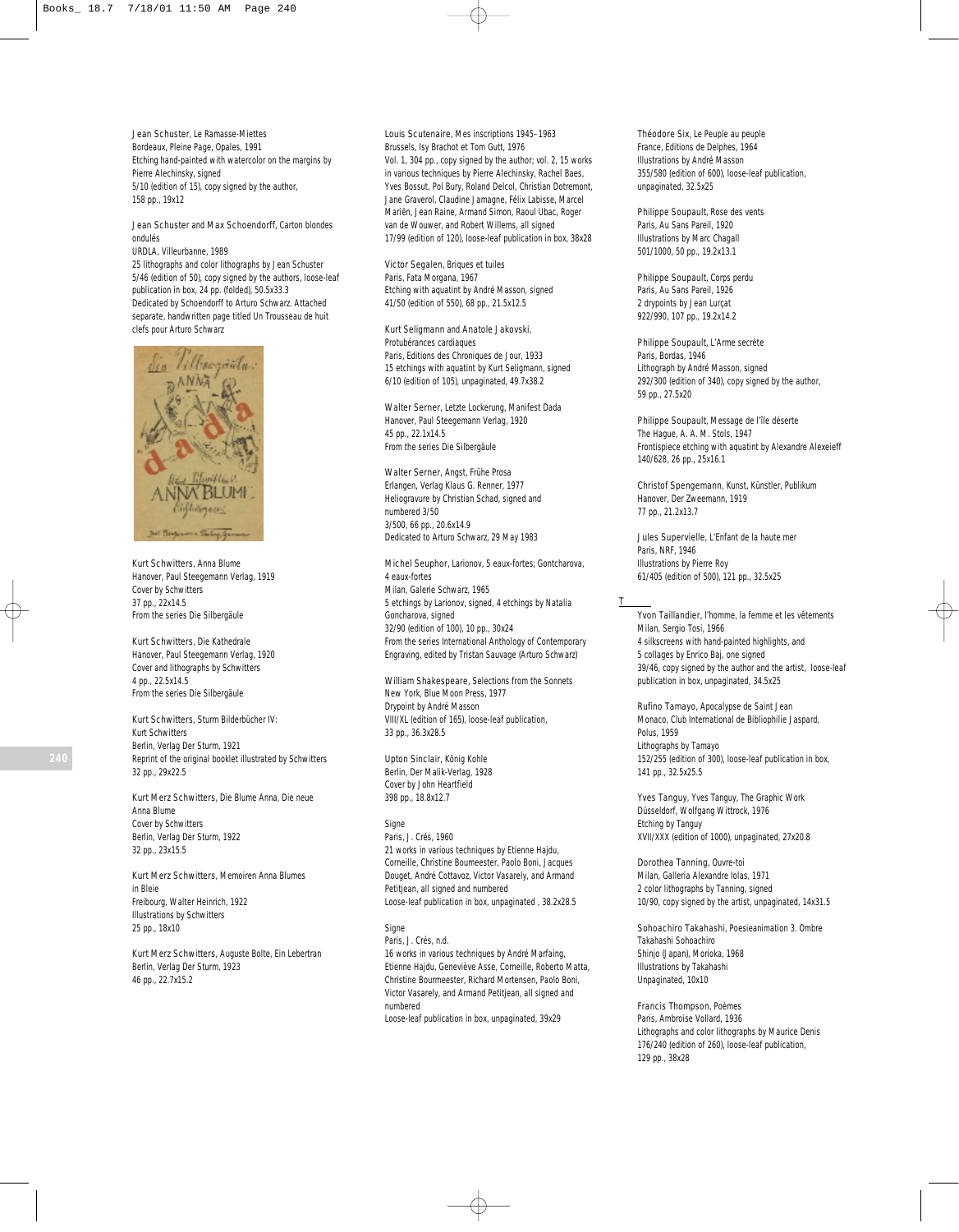Jean Schuster, Le Ramasse-Miettes
Bordeaux, Pleine Page, Opales, 1991
Etching hand-painted with watercolor on the margins by Pierre Alechinsky, signed
5/10 (edition of 15), copy signed by the author,
158 pp., 19x12

Jean Schuster and Max Schoendorff, Carton blondes ondulés
URDLA, Villeurbanne, 1989
25 lithographs and color lithographs by Jean Schuster
5/46 (edition of 50), copy signed by the authors, loose-leaf publication in box, 24 pp. (folded), 50.5x33.3
Dedicated by Schoendorff to Arturo Schwarz. Attached separate, handwritten page titled Un Trousseau de huit clefs pour Arturo Schwarz

Kurt Schwitters, Anna Blume
Hanover, Paul Steegemann Verlag, 1919
Cover by Schwitters
37 pp., 22x14.5
From the series Die Silbergäule

Kurt Schwitters, Die Kathedrale
Hanover, Paul Steegemann Verlag, 1920
Cover and lithographs by Schwitters
4 pp., 22.5x14.5
From the series Die Silbergäule

Kurt Schwitters, Sturm Bilderbücher IV: Kurt Schwitters
Berlin, Verlag Der Sturm, 1921
Reprint of the original booklet illustrated by Schwitters
32 pp., 29x22.5

Kurt Merz Schwitters, Die Blume Anna, Die neue Anna Blume
Cover by Schwitters
Berlin, Verlag Der Sturm, 1922
32 pp., 23x15.5

Kurt Merz Schwitters, Memoiren Anna Blumes in Bleie
Freibourg, Walter Heinrich, 1922
Illustrations by Schwitters
25 pp., 18x10

Kurt Merz Schwitters, Auguste Bolte, Ein Lebertran
Berlin, Verlag Der Sturm, 1923
46 pp., 22.7x15.2

Louis Scutenaire, Mes inscriptions 1945–1963
Brussels, Isy Brachot et Tom Gutt, 1976
Vol. 1, 304 pp., copy signed by the author; vol. 2, 15 works in various techniques by Pierre Alechinsky, Rachel Baes, Yves Bossut, Pol Bury, Roland Delcol, Christian Dotremont, Jane Graverol, Claudine Jamagne, Félix Labisse, Marcel Mariën, Jean Raine, Armand Simon, Raoul Ubac, Roger van de Wouwer, and Robert Willems, all signed
17/99 (edition of 120), loose-leaf publication in box, 38x28

Victor Segalen, Briques et tuiles
Paris, Fata Morgana, 1967
Etching with aquatint by André Masson, signed
41/50 (edition of 550), 68 pp., 21.5x12.5

Kurt Seligmann and Anatole Jakovski, Protubérances cardiaques
Paris, Editions des Chroniques de Jour, 1933
15 etchings with aquatint by Kurt Seligmann, signed
6/10 (edition of 105), unpaginated, 49.7x38.2

Walter Serner, Letzte Lockerung, Manifest Dada
Hanover, Paul Steegemann Verlag, 1920
45 pp., 22.1x14.5
From the series Die Silbergäule

Walter Serner, Angst, Frühe Prosa
Erlangen, Verlag Klaus G. Renner, 1977
Heliogravure by Christian Schad, signed and numbered 3/50
3/500, 66 pp., 20.6x14.9
Dedicated to Arturo Schwarz, 29 May 1983

Michel Seuphor, Larionov, 5 eaux-fortes; Gontcharova, 4 eaux-fortes
Milan, Galerie Schwarz, 1965
5 etchings by Larionov, signed, 4 etchings by Natalia Goncharova, signed
32/90 (edition of 100), 10 pp., 30x24
From the series International Anthology of Contemporary Engraving, edited by Tristan Sauvage (Arturo Schwarz)

William Shakespeare, Selections from the Sonnets
New York, Blue Moon Press, 1977
Drypoint by André Masson
VIII/XL (edition of 165), loose-leaf publication,
33 pp., 36.3x28.5

Upton Sinclair, König Kohle
Berlin, Der Malik-Verlag, 1928
Cover by John Heartfield
398 pp., 18.8x12.7

Signe
Paris, J. Crès, 1960
21 works in various techniques by Etienne Hajdu, Corneille, Christine Boumeester, Paolo Boni, Jacques Douget, André Cottavoz, Victor Vasarely, and Armand Petitjean, all signed and numbered
Loose-leaf publication in box, unpaginated , 38.2x28.5

Signe
Paris, J. Crès, n.d.
16 works in various techniques by André Marfaing, Etienne Hajdu, Geneviève Asse, Corneille, Roberto Matta, Christine Bourmeester, Richard Mortensen, Paolo Boni, Victor Vasarely, and Armand Petitjean, all signed and numbered
Loose-leaf publication in box, unpaginated, 39x29

Théodore Six, Le Peuple au peuple
France, Editions de Delphes, 1964
Illustrations by André Masson
355/580 (edition of 600), loose-leaf publication, unpaginated, 32.5x25

Philippe Soupault, Rose des vents
Paris, Au Sans Pareil, 1920
Illustrations by Marc Chagall
501/1000, 50 pp., 19.2x13.1

Philippe Soupault, Corps perdu
Paris, Au Sans Pareil, 1926
2 drypoints by Jean Lurçat
922/990, 107 pp., 19.2x14.2

Philippe Soupault, L'Arme secrète
Paris, Bordas, 1946
Lithograph by André Masson, signed
292/300 (edition of 340), copy signed by the author,
59 pp., 27.5x20

Philippe Soupault, Message de l'île déserte
The Hague, A. A. M. Stols, 1947
Frontispiece etching with aquatint by Alexandre Alexeieff
140/628, 26 pp., 25x16.1

Christof Spengemann, Kunst, Künstler, Publikum
Hanover, Der Zweemann, 1919
77 pp., 21.2x13.7

Jules Supervielle, L'Enfant de la haute mer
Paris, NRF, 1946
Illustrations by Pierre Roy
61/405 (edition of 500), 121 pp., 32.5x25

## T

Yvon Taillandier, l'homme, la femme et les vêtements
Milan, Sergio Tosi, 1966
4 silkscreens with hand-painted highlights, and 5 collages by Enrico Baj, one signed
39/46, copy signed by the author and the artist, loose-leaf publication in box, unpaginated, 34.5x25

Rufino Tamayo, Apocalypse de Saint Jean
Monaco, Club International de Bibliophilie Jaspard, Polus, 1959
Lithographs by Tamayo
152/255 (edition of 300), loose-leaf publication in box,
141 pp., 32.5x25.5

Yves Tanguy, Yves Tanguy, The Graphic Work
Düsseldorf, Wolfgang Wittrock, 1976
Etching by Tanguy
XVII/XXX (edition of 1000), unpaginated, 27x20.8

Dorothea Tanning, Ouvre-toi
Milan, Galleria Alexandre Iolas, 1971
2 color lithographs by Tanning, signed
10/90, copy signed by the artist, unpaginated, 14x31.5

Sohoachiro Takahashi, Poesieanimation 3. Ombre
Takahashi Sohoachiro
Shinjo (Japan), Morioka, 1968
Illustrations by Takahashi
Unpaginated, 10x10

Francis Thompson, Poèmes
Paris, Ambroise Vollard, 1936
Lithographs and color lithographs by Maurice Denis
176/240 (edition of 260), loose-leaf publication,
129 pp., 38x28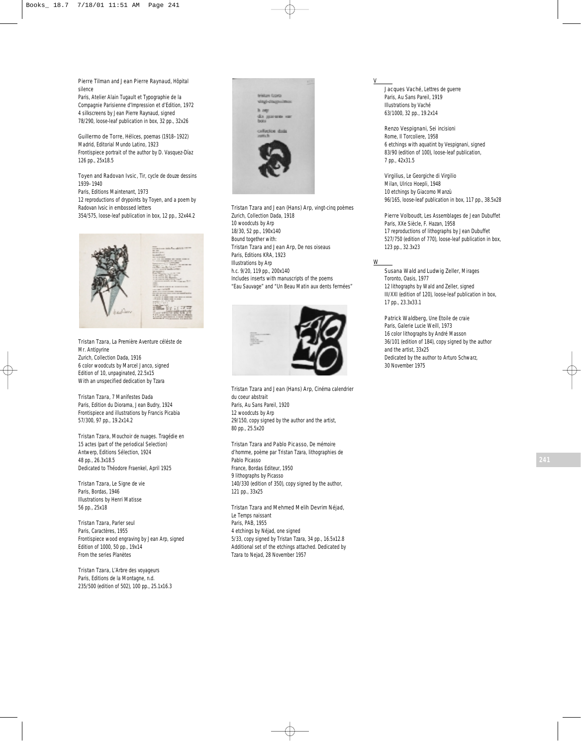Pierre Tilman and Jean Pierre Raynaud, Hôpital silence
Paris, Atelier Alain Tugault et Typographie de la Compagnie Parisienne d'Impression et d'Edition, 1972
4 silkscreens by Jean Pierre Raynaud, signed
78/290, loose-leaf publication in box, 32 pp., 32x26

Guillermo de Torre, Hélices, poemas (1918–1922)
Madrid, Editorial Mundo Latino, 1923
Frontispiece portrait of the author by D. Vasquez-Díaz
126 pp., 25x18.5

Toyen and Radovan Ivsic, Tir, cycle de douze dessins 1939–1940
Paris, Editions Maintenant, 1973
12 reproductions of drypoints by Toyen, and a poem by Radovan Ivsic in embossed letters
354/575, loose-leaf publication in box, 12 pp., 32x44.2

Tristan Tzara, La Première Aventure céléste de Mr. Antipyrine
Zurich, Collection Dada, 1916
6 color woodcuts by Marcel Janco, signed
Edition of 10, unpaginated, 22.5x15
With an unspecified dedication by Tzara

Tristan Tzara, 7 Manifestes Dada
Paris, Edition du Diorama, Jean Budry, 1924
Frontispiece and illustrations by Francis Picabia
57/300, 97 pp., 19.2x14.2

Tristan Tzara, Mouchoir de nuages. Tragédie en 15 actes (part of the periodical Selection)
Antwerp, Editions Sélection, 1924
48 pp., 26.3x18.5
Dedicated to Théodore Fraenkel, April 1925

Tristan Tzara, Le Signe de vie
Paris, Bordas, 1946
Illustrations by Henri Matisse
56 pp., 25x18

Tristan Tzara, Parler seul
Paris, Caractères, 1955
Frontispiece wood engraving by Jean Arp, signed
Edition of 1000, 50 pp., 19x14
From the series Planètes

Tristan Tzara, L'Arbre des voyageurs
Paris, Editions de la Montagne, n.d.
235/500 (edition of 502), 100 pp., 25.1x16.3

Tristan Tzara and Jean (Hans) Arp, vingt-cinq poèmes
Zurich, Collection Dada, 1918
10 woodcuts by Arp
18/30, 52 pp., 190x140
Bound together with:
Tristan Tzara and Jean Arp, De nos oiseaux
Paris, Editions KRA, 1923
Illustrations by Arp
h.c. 9/20, 119 pp., 200x140
Includes inserts with manuscripts of the poems "Eau Sauvage" and "Un Beau Matin aux dents fermées"

Tristan Tzara and Jean (Hans) Arp, Cinéma calendrier du coeur abstrait
Paris, Au Sans Pareil, 1920
12 woodcuts by Arp
29/150, copy signed by the author and the artist, 80 pp., 25.5x20

Tristan Tzara and Pablo Picasso, De mémoire d'homme, poème par Tristan Tzara, lithographies de Pablo Picasso
France, Bordas Editeur, 1950
9 lithographs by Picasso
140/330 (edition of 350), copy signed by the author, 121 pp., 33x25

Tristan Tzara and Mehmed Melih Devrim Néjad, Le Temps naissant
Paris, PAB, 1955
4 etchings by Néjad, one signed
5/33, copy signed by Tristan Tzara, 34 pp., 16.5x12.8
Additional set of the etchings attached. Dedicated by Tzara to Nejad, 28 November 1957

## V

Jacques Vaché, Lettres de guerre
Paris, Au Sans Pareil, 1919
Illustrations by Vaché
63/1000, 32 pp., 19.2x14

Renzo Vespignani, Sei incisioni
Rome, Il Torcoliere, 1958
6 etchings with aquatint by Vespignani, signed
83/90 (edition of 100), loose-leaf publication, 7 pp., 42x31.5

Virgilius, Le Georgiche di Virgilio
Milan, Ulrico Hoepli, 1948
10 etchings by Giacomo Manzù
96/165, loose-leaf publication in box, 117 pp., 38.5x28

Pierre Volboudt, Les Assemblages de Jean Dubuffet
Paris, XXe Siècle, F. Hazan, 1958
17 reproductions of lithographs by Jean Dubuffet
527/750 (edition of 770), loose-leaf publication in box, 123 pp., 32.3x23

## W

Susana Wald and Ludwig Zeller, Mirages
Toronto, Oasis, 1977
12 lithographs by Wald and Zeller, signed
III/XXI (edition of 120), loose-leaf publication in box, 17 pp., 23.3x33.1

Patrick Waldberg, Une Etoile de craie
Paris, Galerie Lucie Weill, 1973
16 color lithographs by André Masson
36/101 (edition of 184), copy signed by the author and the artist, 33x25
Dedicated by the author to Arturo Schwarz, 30 November 1975